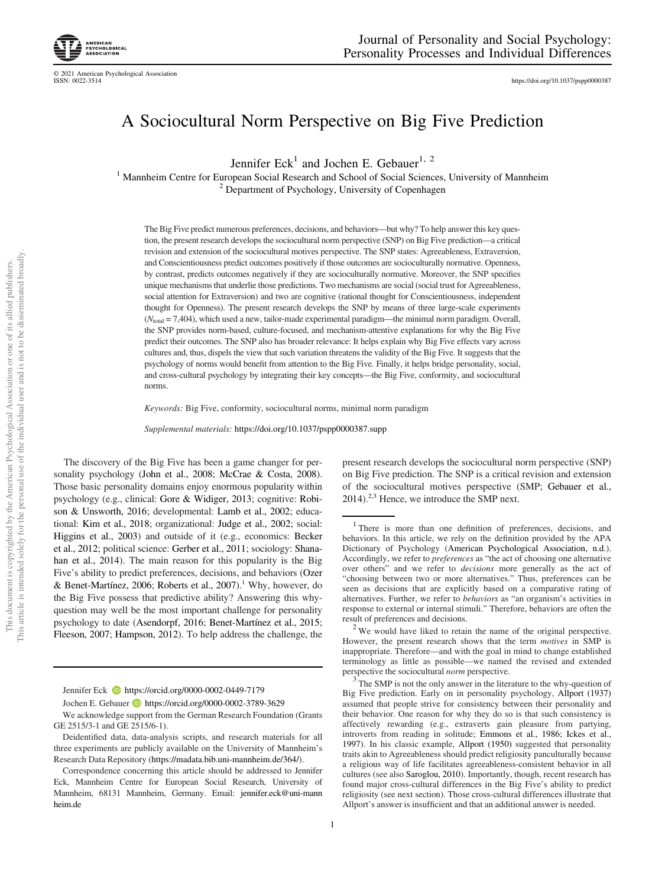# A Sociocultural Norm Perspective on Big Five Prediction

Jennifer Eck[1] and Jochen E. Gebauer[1, 2]

[1] Mannheim Centre for European Social Research and School of Social Sciences, University of Mannheim

[2] Department of Psychology, University of Copenhagen

The Big Five predict numerous preferences, decisions, and behaviors—but why? To help answer this key question, the present research develops the sociocultural norm perspective (SNP) on Big Five prediction—a critical revision and extension of the sociocultural motives perspective. The SNP states: Agreeableness, Extraversion, and Conscientiousness predict outcomes positively if those outcomes are socioculturally normative. Openness, by contrast, predicts outcomes negatively if they are socioculturally normative. Moreover, the SNP specifies unique mechanisms that underlie those predictions. Two mechanisms are social (social trust for Agreeableness, social attention for Extraversion) and two are cognitive (rational thought for Conscientiousness, independent thought for Openness). The present research develops the SNP by means of three large-scale experiments ($N_{total}$ = 7,404), which used a new, tailor-made experimental paradigm—the minimal norm paradigm. Overall, the SNP provides norm-based, culture-focused, and mechanism-attentive explanations for why the Big Five predict their outcomes. The SNP also has broader relevance: It helps explain why Big Five effects vary across cultures and, thus, dispels the view that such variation threatens the validity of the Big Five. It suggests that the psychology of norms would benefit from attention to the Big Five. Finally, it helps bridge personality, social, and cross-cultural psychology by integrating their key concepts—the Big Five, conformity, and sociocultural norms.

*Keywords:* Big Five, conformity, sociocultural norms, minimal norm paradigm

*Supplemental materials:* https://doi.org/10.1037/pspp0000387.supp

The discovery of the Big Five has been a game changer for personality psychology (John et al., 2008; McCrae & Costa, 2008). Those basic personality domains enjoy enormous popularity within psychology (e.g., clinical: Gore & Widiger, 2013; cognitive: Robison & Unsworth, 2016; developmental: Lamb et al., 2002; educational: Kim et al., 2018; organizational: Judge et al., 2002; social: Higgins et al., 2003) and outside of it (e.g., economics: Becker et al., 2012; political science: Gerber et al., 2011; sociology: Shanahan et al., 2014). The main reason for this popularity is the Big Five's ability to predict preferences, decisions, and behaviors (Ozer & Benet-Martínez, 2006; Roberts et al., 2007).[1] Why, however, do the Big Five possess that predictive ability? Answering this why-question may well be the most important challenge for personality psychology to date (Asendorpf, 2016; Benet-Martínez et al., 2015; Fleeson, 2007; Hampson, 2012). To help address the challenge, the present research develops the sociocultural norm perspective (SNP) on Big Five prediction. The SNP is a critical revision and extension of the sociocultural motives perspective (SMP; Gebauer et al., 2014).[2,3] Hence, we introduce the SMP next.

---

Jennifer Eck https://orcid.org/0000-0002-0449-7179

Jochen E. Gebauer https://orcid.org/0000-0002-3789-3629

We acknowledge support from the German Research Foundation (Grants GE 2515/3-1 and GE 2515/6-1).

Deidentified data, data-analysis scripts, and research materials for all three experiments are publicly available on the University of Mannheim's Research Data Repository (https://madata.bib.uni-mannheim.de/364/).

Correspondence concerning this article should be addressed to Jennifer Eck, Mannheim Centre for European Social Research, University of Mannheim, 68131 Mannheim, Germany. Email: jennifer.eck@uni-mannheim.de

[1] There is more than one definition of preferences, decisions, and behaviors. In this article, we rely on the definition provided by the APA Dictionary of Psychology (American Psychological Association, n.d.). Accordingly, we refer to *preferences* as "the act of choosing one alternative over others" and we refer to *decisions* more generally as the act of "choosing between two or more alternatives." Thus, preferences can be seen as decisions that are explicitly based on a comparative rating of alternatives. Further, we refer to *behaviors* as "an organism's activities in response to external or internal stimuli." Therefore, behaviors are often the result of preferences and decisions.

[2] We would have liked to retain the name of the original perspective. However, the present research shows that the term *motives* in SMP is inappropriate. Therefore—and with the goal in mind to change established terminology as little as possible—we named the revised and extended perspective the sociocultural *norm* perspective.

[3] The SMP is not the only answer in the literature to the why-question of Big Five prediction. Early on in personality psychology, Allport (1937) assumed that people strive for consistency between their personality and their behavior. One reason for why they do so is that such consistency is affectively rewarding (e.g., extraverts gain pleasure from partying, introverts from reading in solitude; Emmons et al., 1986; Ickes et al., 1997). In his classic example, Allport (1950) suggested that personality traits akin to Agreeableness should predict religiosity panculturally because a religious way of life facilitates agreeableness-consistent behavior in all cultures (see also Saroglou, 2010). Importantly, though, recent research has found major cross-cultural differences in the Big Five's ability to predict religiosity (see next section). Those cross-cultural differences illustrate that Allport's answer is insufficient and that an additional answer is needed.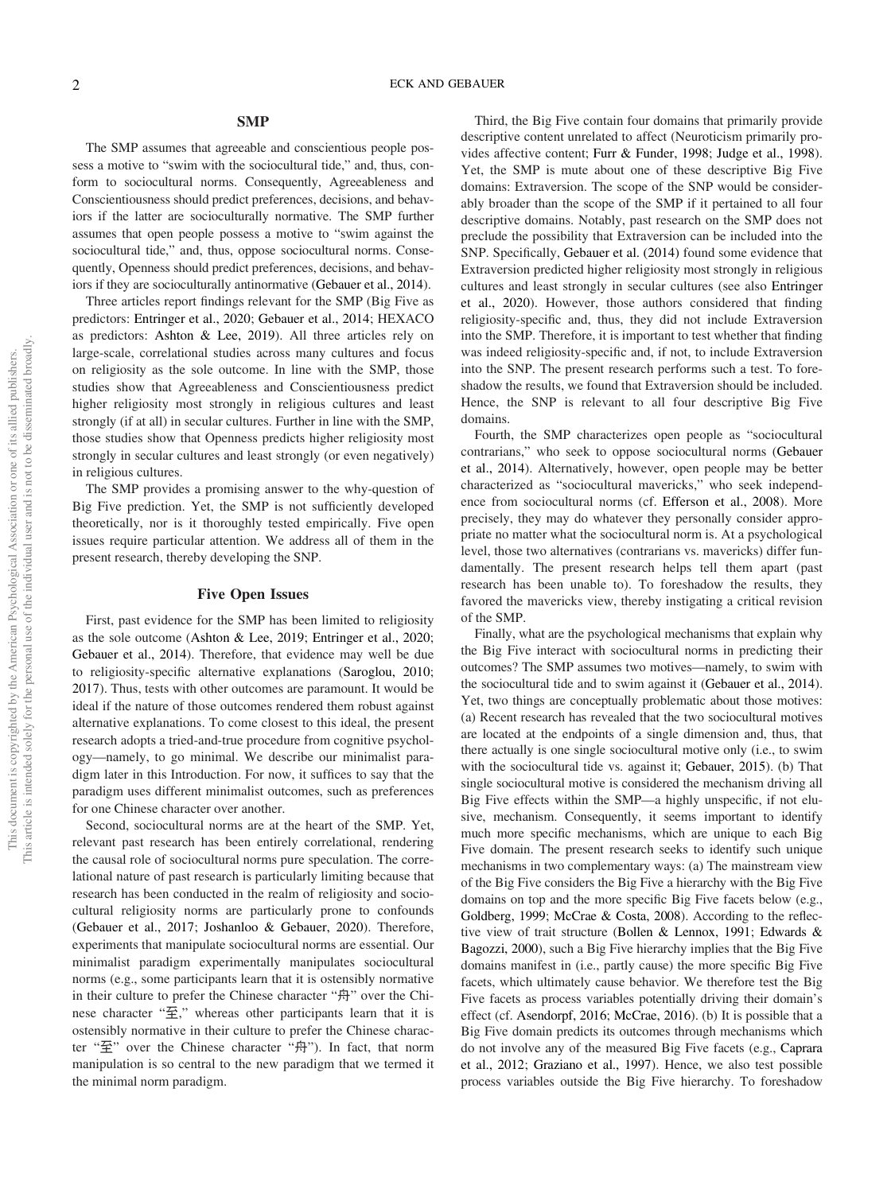## SMP

The SMP assumes that agreeable and conscientious people possess a motive to "swim with the sociocultural tide," and, thus, conform to sociocultural norms. Consequently, Agreeableness and Conscientiousness should predict preferences, decisions, and behaviors if the latter are socioculturally normative. The SMP further assumes that open people possess a motive to "swim against the sociocultural tide," and, thus, oppose sociocultural norms. Consequently, Openness should predict preferences, decisions, and behaviors if they are socioculturally antinormative (Gebauer et al., 2014).

Three articles report findings relevant for the SMP (Big Five as predictors: Entringer et al., 2020; Gebauer et al., 2014; HEXACO as predictors: Ashton & Lee, 2019). All three articles rely on large-scale, correlational studies across many cultures and focus on religiosity as the sole outcome. In line with the SMP, those studies show that Agreeableness and Conscientiousness predict higher religiosity most strongly in religious cultures and least strongly (if at all) in secular cultures. Further in line with the SMP, those studies show that Openness predicts higher religiosity most strongly in secular cultures and least strongly (or even negatively) in religious cultures.

The SMP provides a promising answer to the why-question of Big Five prediction. Yet, the SMP is not sufficiently developed theoretically, nor is it thoroughly tested empirically. Five open issues require particular attention. We address all of them in the present research, thereby developing the SNP.

### Five Open Issues

First, past evidence for the SMP has been limited to religiosity as the sole outcome (Ashton & Lee, 2019; Entringer et al., 2020; Gebauer et al., 2014). Therefore, that evidence may well be due to religiosity-specific alternative explanations (Saroglou, 2010; 2017). Thus, tests with other outcomes are paramount. It would be ideal if the nature of those outcomes rendered them robust against alternative explanations. To come closest to this ideal, the present research adopts a tried-and-true procedure from cognitive psychology—namely, to go minimal. We describe our minimalist paradigm later in this Introduction. For now, it suffices to say that the paradigm uses different minimalist outcomes, such as preferences for one Chinese character over another.

Second, sociocultural norms are at the heart of the SMP. Yet, relevant past research has been entirely correlational, rendering the causal role of sociocultural norms pure speculation. The correlational nature of past research is particularly limiting because that research has been conducted in the realm of religiosity and sociocultural religiosity norms are particularly prone to confounds (Gebauer et al., 2017; Joshanloo & Gebauer, 2020). Therefore, experiments that manipulate sociocultural norms are essential. Our minimalist paradigm experimentally manipulates sociocultural norms (e.g., some participants learn that it is ostensibly normative in their culture to prefer the Chinese character "舟" over the Chinese character "至," whereas other participants learn that it is ostensibly normative in their culture to prefer the Chinese character "至" over the Chinese character "舟"). In fact, that norm manipulation is so central to the new paradigm that we termed it the minimal norm paradigm.

Third, the Big Five contain four domains that primarily provide descriptive content unrelated to affect (Neuroticism primarily provides affective content; Furr & Funder, 1998; Judge et al., 1998). Yet, the SMP is mute about one of these descriptive Big Five domains: Extraversion. The scope of the SNP would be considerably broader than the scope of the SMP if it pertained to all four descriptive domains. Notably, past research on the SMP does not preclude the possibility that Extraversion can be included into the SNP. Specifically, Gebauer et al. (2014) found some evidence that Extraversion predicted higher religiosity most strongly in religious cultures and least strongly in secular cultures (see also Entringer et al., 2020). However, those authors considered that finding religiosity-specific and, thus, they did not include Extraversion into the SMP. Therefore, it is important to test whether that finding was indeed religiosity-specific and, if not, to include Extraversion into the SNP. The present research performs such a test. To foreshadow the results, we found that Extraversion should be included. Hence, the SNP is relevant to all four descriptive Big Five domains.

Fourth, the SMP characterizes open people as "sociocultural contrarians," who seek to oppose sociocultural norms (Gebauer et al., 2014). Alternatively, however, open people may be better characterized as "sociocultural mavericks," who seek independence from sociocultural norms (cf. Efferson et al., 2008). More precisely, they may do whatever they personally consider appropriate no matter what the sociocultural norm is. At a psychological level, those two alternatives (contrarians vs. mavericks) differ fundamentally. The present research helps tell them apart (past research has been unable to). To foreshadow the results, they favored the mavericks view, thereby instigating a critical revision of the SMP.

Finally, what are the psychological mechanisms that explain why the Big Five interact with sociocultural norms in predicting their outcomes? The SMP assumes two motives—namely, to swim with the sociocultural tide and to swim against it (Gebauer et al., 2014). Yet, two things are conceptually problematic about those motives: (a) Recent research has revealed that the two sociocultural motives are located at the endpoints of a single dimension and, thus, that there actually is one single sociocultural motive only (i.e., to swim with the sociocultural tide vs. against it; Gebauer, 2015). (b) That single sociocultural motive is considered the mechanism driving all Big Five effects within the SMP—a highly unspecific, if not elusive, mechanism. Consequently, it seems important to identify much more specific mechanisms, which are unique to each Big Five domain. The present research seeks to identify such unique mechanisms in two complementary ways: (a) The mainstream view of the Big Five considers the Big Five a hierarchy with the Big Five domains on top and the more specific Big Five facets below (e.g., Goldberg, 1999; McCrae & Costa, 2008). According to the reflective view of trait structure (Bollen & Lennox, 1991; Edwards & Bagozzi, 2000), such a Big Five hierarchy implies that the Big Five domains manifest in (i.e., partly cause) the more specific Big Five facets, which ultimately cause behavior. We therefore test the Big Five facets as process variables potentially driving their domain's effect (cf. Asendorpf, 2016; McCrae, 2016). (b) It is possible that a Big Five domain predicts its outcomes through mechanisms which do not involve any of the measured Big Five facets (e.g., Caprara et al., 2012; Graziano et al., 1997). Hence, we also test possible process variables outside the Big Five hierarchy. To foreshadow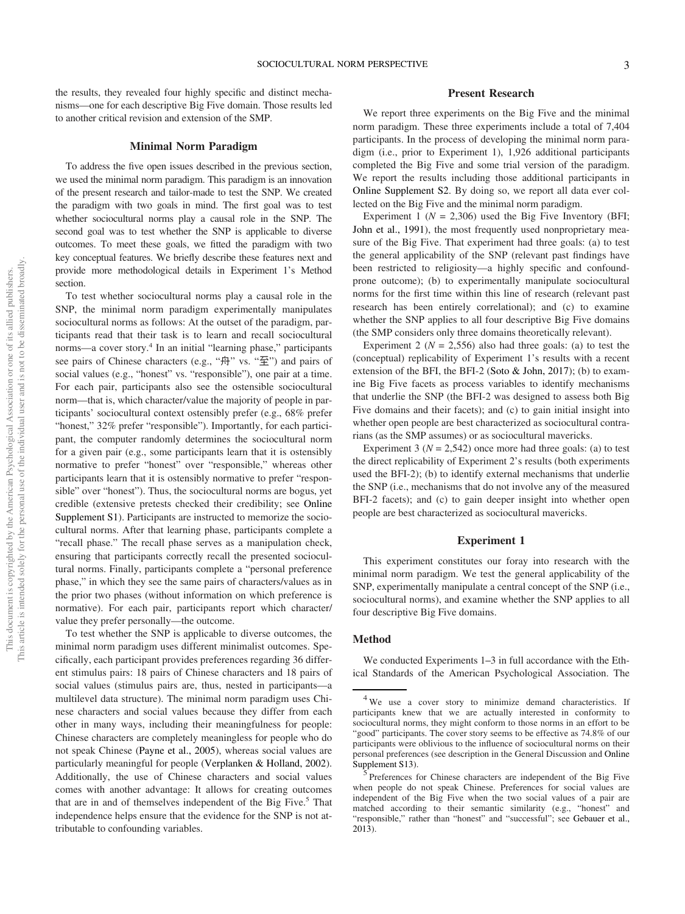the results, they revealed four highly specific and distinct mechanisms—one for each descriptive Big Five domain. Those results led to another critical revision and extension of the SMP.

## Minimal Norm Paradigm

To address the five open issues described in the previous section, we used the minimal norm paradigm. This paradigm is an innovation of the present research and tailor-made to test the SNP. We created the paradigm with two goals in mind. The first goal was to test whether sociocultural norms play a causal role in the SNP. The second goal was to test whether the SNP is applicable to diverse outcomes. To meet these goals, we fitted the paradigm with two key conceptual features. We briefly describe these features next and provide more methodological details in Experiment 1's Method section.

To test whether sociocultural norms play a causal role in the SNP, the minimal norm paradigm experimentally manipulates sociocultural norms as follows: At the outset of the paradigm, participants read that their task is to learn and recall sociocultural norms—a cover story.[4] In an initial "learning phase," participants see pairs of Chinese characters (e.g., "舟" vs. "至") and pairs of social values (e.g., "honest" vs. "responsible"), one pair at a time. For each pair, participants also see the ostensible sociocultural norm—that is, which character/value the majority of people in participants' sociocultural context ostensibly prefer (e.g., 68% prefer "honest," 32% prefer "responsible"). Importantly, for each participant, the computer randomly determines the sociocultural norm for a given pair (e.g., some participants learn that it is ostensibly normative to prefer "honest" over "responsible," whereas other participants learn that it is ostensibly normative to prefer "responsible" over "honest"). Thus, the sociocultural norms are bogus, yet credible (extensive pretests checked their credibility; see Online Supplement S1). Participants are instructed to memorize the sociocultural norms. After that learning phase, participants complete a "recall phase." The recall phase serves as a manipulation check, ensuring that participants correctly recall the presented sociocultural norms. Finally, participants complete a "personal preference phase," in which they see the same pairs of characters/values as in the prior two phases (without information on which preference is normative). For each pair, participants report which character/value they prefer personally—the outcome.

To test whether the SNP is applicable to diverse outcomes, the minimal norm paradigm uses different minimalist outcomes. Specifically, each participant provides preferences regarding 36 different stimulus pairs: 18 pairs of Chinese characters and 18 pairs of social values (stimulus pairs are, thus, nested in participants—a multilevel data structure). The minimal norm paradigm uses Chinese characters and social values because they differ from each other in many ways, including their meaningfulness for people: Chinese characters are completely meaningless for people who do not speak Chinese (Payne et al., 2005), whereas social values are particularly meaningful for people (Verplanken & Holland, 2002). Additionally, the use of Chinese characters and social values comes with another advantage: It allows for creating outcomes that are in and of themselves independent of the Big Five.[5] That independence helps ensure that the evidence for the SNP is not attributable to confounding variables.

## Present Research

We report three experiments on the Big Five and the minimal norm paradigm. These three experiments include a total of 7,404 participants. In the process of developing the minimal norm paradigm (i.e., prior to Experiment 1), 1,926 additional participants completed the Big Five and some trial version of the paradigm. We report the results including those additional participants in Online Supplement S2. By doing so, we report all data ever collected on the Big Five and the minimal norm paradigm.

Experiment 1 ($N$ = 2,306) used the Big Five Inventory (BFI; John et al., 1991), the most frequently used nonproprietary measure of the Big Five. That experiment had three goals: (a) to test the general applicability of the SNP (relevant past findings have been restricted to religiosity—a highly specific and confound-prone outcome); (b) to experimentally manipulate sociocultural norms for the first time within this line of research (relevant past research has been entirely correlational); and (c) to examine whether the SNP applies to all four descriptive Big Five domains (the SMP considers only three domains theoretically relevant).

Experiment 2 ($N$ = 2,556) also had three goals: (a) to test the (conceptual) replicability of Experiment 1's results with a recent extension of the BFI, the BFI-2 (Soto & John, 2017); (b) to examine Big Five facets as process variables to identify mechanisms that underlie the SNP (the BFI-2 was designed to assess both Big Five domains and their facets); and (c) to gain initial insight into whether open people are best characterized as sociocultural contrarians (as the SMP assumes) or as sociocultural mavericks.

Experiment 3 ($N$ = 2,542) once more had three goals: (a) to test the direct replicability of Experiment 2's results (both experiments used the BFI-2); (b) to identify external mechanisms that underlie the SNP (i.e., mechanisms that do not involve any of the measured BFI-2 facets); and (c) to gain deeper insight into whether open people are best characterized as sociocultural mavericks.

## Experiment 1

This experiment constitutes our foray into research with the minimal norm paradigm. We test the general applicability of the SNP, experimentally manipulate a central concept of the SNP (i.e., sociocultural norms), and examine whether the SNP applies to all four descriptive Big Five domains.

### Method

We conducted Experiments 1–3 in full accordance with the Ethical Standards of the American Psychological Association. The

---

[4] We use a cover story to minimize demand characteristics. If participants knew that we are actually interested in conformity to sociocultural norms, they might conform to those norms in an effort to be "good" participants. The cover story seems to be effective as 74.8% of our participants were oblivious to the influence of sociocultural norms on their personal preferences (see description in the General Discussion and Online Supplement S13).

[5] Preferences for Chinese characters are independent of the Big Five when people do not speak Chinese. Preferences for social values are independent of the Big Five when the two social values of a pair are matched according to their semantic similarity (e.g., "honest" and "responsible," rather than "honest" and "successful"; see Gebauer et al., 2013).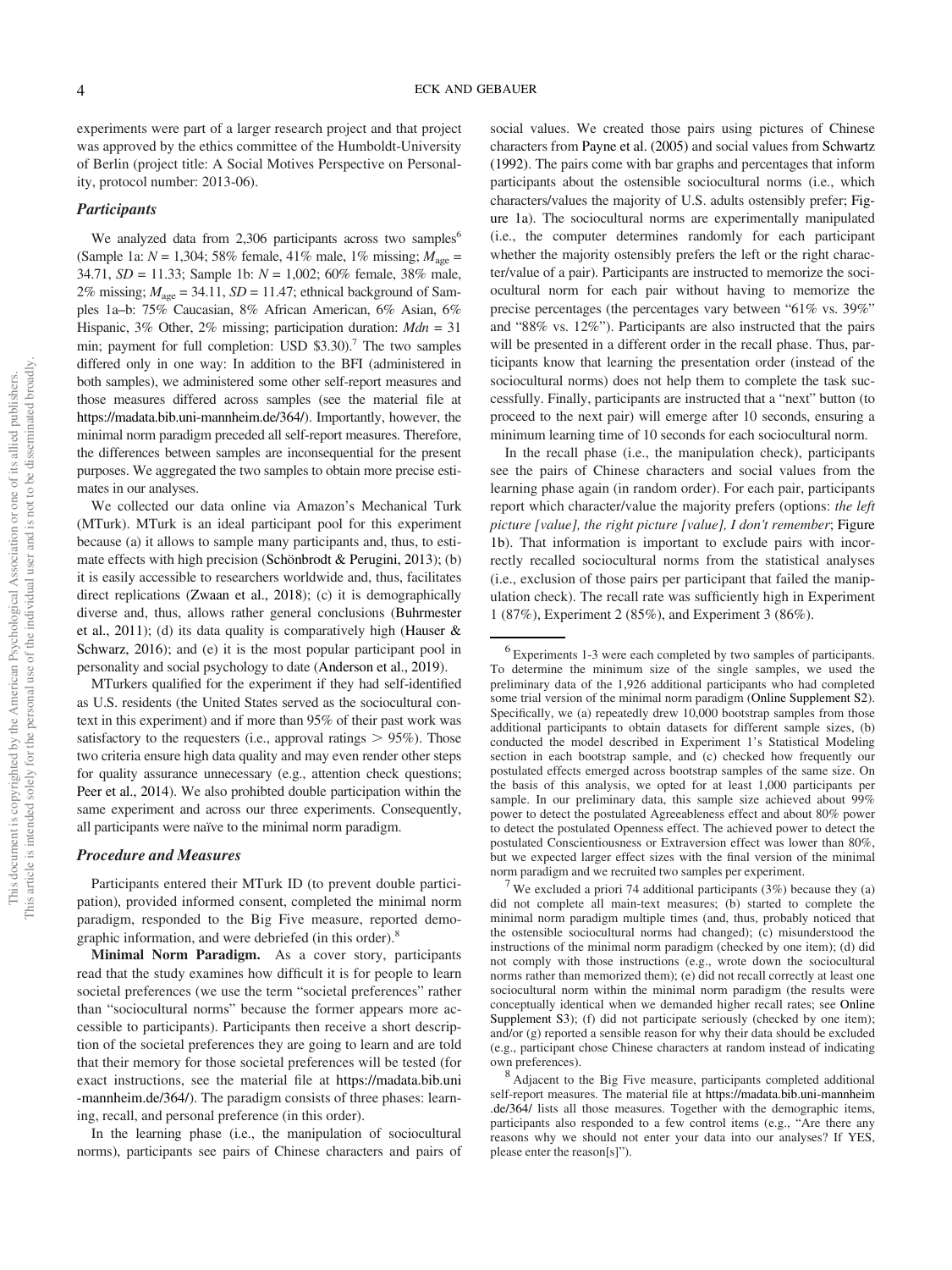experiments were part of a larger research project and that project was approved by the ethics committee of the Humboldt-University of Berlin (project title: A Social Motives Perspective on Personality, protocol number: 2013-06).

### Participants

We analyzed data from 2,306 participants across two samples[6] (Sample 1a: $N$ = 1,304; 58% female, 41% male, 1% missing; $M_{age}$ = 34.71, $SD$ = 11.33; Sample 1b: $N$ = 1,002; 60% female, 38% male, 2% missing; $M_{age}$ = 34.11, $SD$ = 11.47; ethnical background of Samples 1a–b: 75% Caucasian, 8% African American, 6% Asian, 6% Hispanic, 3% Other, 2% missing; participation duration: $Mdn$ = 31 min; payment for full completion: USD $3.30).[7] The two samples differed only in one way: In addition to the BFI (administered in both samples), we administered some other self-report measures and those measures differed across samples (see the material file at https://madata.bib.uni-mannheim.de/364/). Importantly, however, the minimal norm paradigm preceded all self-report measures. Therefore, the differences between samples are inconsequential for the present purposes. We aggregated the two samples to obtain more precise estimates in our analyses.

We collected our data online via Amazon's Mechanical Turk (MTurk). MTurk is an ideal participant pool for this experiment because (a) it allows to sample many participants and, thus, to estimate effects with high precision (Schönbrodt & Perugini, 2013); (b) it is easily accessible to researchers worldwide and, thus, facilitates direct replications (Zwaan et al., 2018); (c) it is demographically diverse and, thus, allows rather general conclusions (Buhrmester et al., 2011); (d) its data quality is comparatively high (Hauser & Schwarz, 2016); and (e) it is the most popular participant pool in personality and social psychology to date (Anderson et al., 2019).

MTurkers qualified for the experiment if they had self-identified as U.S. residents (the United States served as the sociocultural context in this experiment) and if more than 95% of their past work was satisfactory to the requesters (i.e., approval ratings > 95%). Those two criteria ensure high data quality and may even render other steps for quality assurance unnecessary (e.g., attention check questions; Peer et al., 2014). We also prohibted double participation within the same experiment and across our three experiments. Consequently, all participants were naïve to the minimal norm paradigm.

### Procedure and Measures

Participants entered their MTurk ID (to prevent double participation), provided informed consent, completed the minimal norm paradigm, responded to the Big Five measure, reported demographic information, and were debriefed (in this order).[8]

**Minimal Norm Paradigm.** As a cover story, participants read that the study examines how difficult it is for people to learn societal preferences (we use the term "societal preferences" rather than "sociocultural norms" because the former appears more accessible to participants). Participants then receive a short description of the societal preferences they are going to learn and are told that their memory for those societal preferences will be tested (for exact instructions, see the material file at https://madata.bib.uni-mannheim.de/364/). The paradigm consists of three phases: learning, recall, and personal preference (in this order).

In the learning phase (i.e., the manipulation of sociocultural norms), participants see pairs of Chinese characters and pairs of social values. We created those pairs using pictures of Chinese characters from Payne et al. (2005) and social values from Schwartz (1992). The pairs come with bar graphs and percentages that inform participants about the ostensible sociocultural norms (i.e., which characters/values the majority of U.S. adults ostensibly prefer; Figure 1a). The sociocultural norms are experimentally manipulated (i.e., the computer determines randomly for each participant whether the majority ostensibly prefers the left or the right character/value of a pair). Participants are instructed to memorize the sociocultural norm for each pair without having to memorize the precise percentages (the percentages vary between "61% vs. 39%" and "88% vs. 12%"). Participants are also instructed that the pairs will be presented in a different order in the recall phase. Thus, participants know that learning the presentation order (instead of the sociocultural norms) does not help them to complete the task successfully. Finally, participants are instructed that a "next" button (to proceed to the next pair) will emerge after 10 seconds, ensuring a minimum learning time of 10 seconds for each sociocultural norm.

In the recall phase (i.e., the manipulation check), participants see the pairs of Chinese characters and social values from the learning phase again (in random order). For each pair, participants report which character/value the majority prefers (options: *the left picture [value], the right picture [value], I don't remember*; Figure 1b). That information is important to exclude pairs with incorrectly recalled sociocultural norms from the statistical analyses (i.e., exclusion of those pairs per participant that failed the manipulation check). The recall rate was sufficiently high in Experiment 1 (87%), Experiment 2 (85%), and Experiment 3 (86%).

---

[6] Experiments 1-3 were each completed by two samples of participants. To determine the minimum size of the single samples, we used the preliminary data of the 1,926 additional participants who had completed some trial version of the minimal norm paradigm (Online Supplement S2). Specifically, we (a) repeatedly drew 10,000 bootstrap samples from those additional participants to obtain datasets for different sample sizes, (b) conducted the model described in Experiment 1's Statistical Modeling section in each bootstrap sample, and (c) checked how frequently our postulated effects emerged across bootstrap samples of the same size. On the basis of this analysis, we opted for at least 1,000 participants per sample. In our preliminary data, this sample size achieved about 99% power to detect the postulated Agreeableness effect and about 80% power to detect the postulated Openness effect. The achieved power to detect the postulated Conscientiousness or Extraversion effect was lower than 80%, but we expected larger effect sizes with the final version of the minimal norm paradigm and we recruited two samples per experiment.

[7] We excluded a priori 74 additional participants (3%) because they (a) did not complete all main-text measures; (b) started to complete the minimal norm paradigm multiple times (and, thus, probably noticed that the ostensible sociocultural norms had changed); (c) misunderstood the instructions of the minimal norm paradigm (checked by one item); (d) did not comply with those instructions (e.g., wrote down the sociocultural norms rather than memorized them); (e) did not recall correctly at least one sociocultural norm within the minimal norm paradigm (the results were conceptually identical when we demanded higher recall rates; see Online Supplement S3); (f) did not participate seriously (checked by one item); and/or (g) reported a sensible reason for why their data should be excluded (e.g., participant chose Chinese characters at random instead of indicating own preferences).

[8] Adjacent to the Big Five measure, participants completed additional self-report measures. The material file at https://madata.bib.uni-mannheim.de/364/ lists all those measures. Together with the demographic items, participants also responded to a few control items (e.g., "Are there any reasons why we should not enter your data into our analyses? If YES, please enter the reason[s]").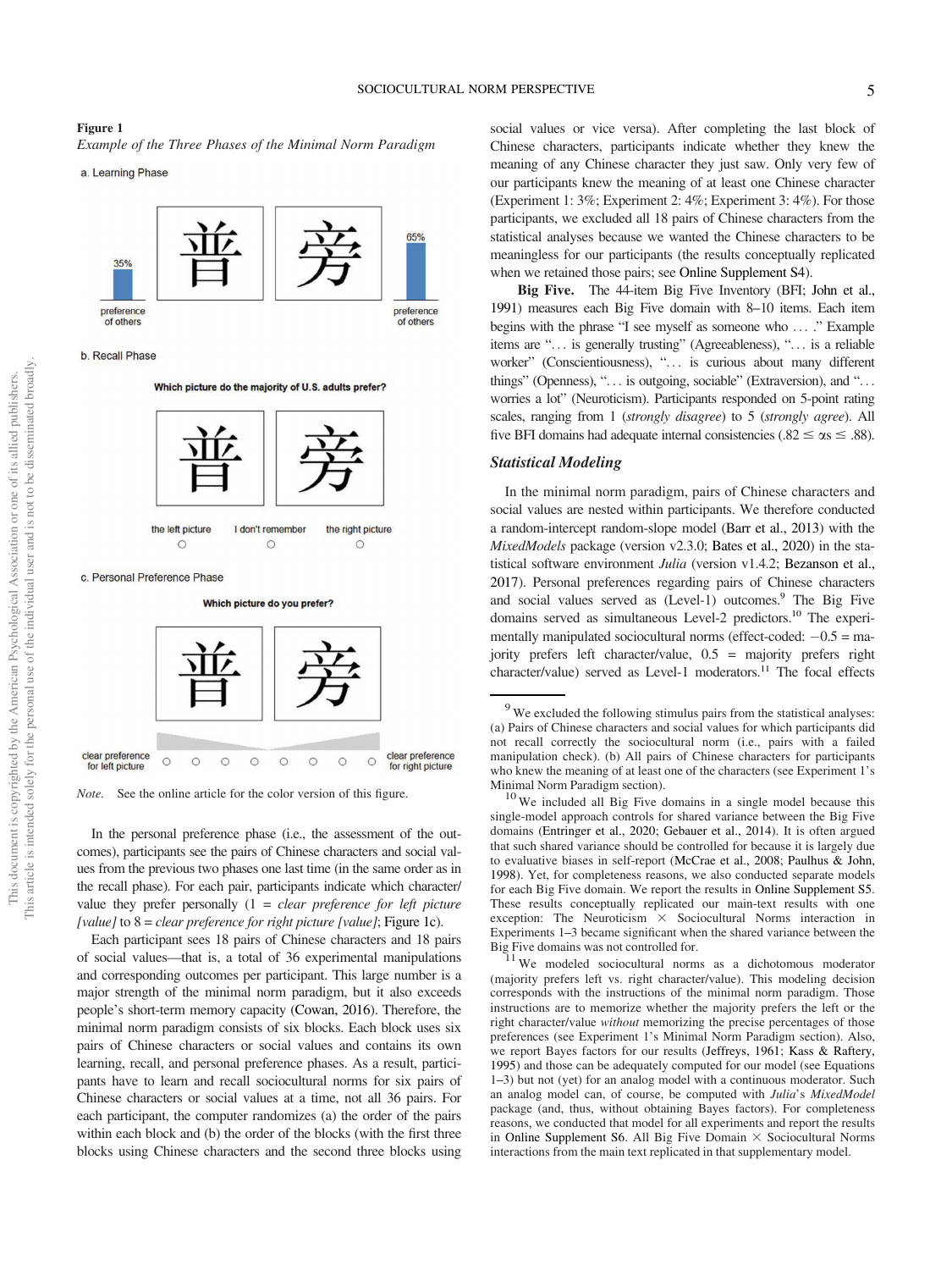**Figure 1**

*Example of the Three Phases of the Minimal Norm Paradigm*

a. Learning Phase

35% preference of others — 普 — 旁 — 65% preference of others

b. Recall Phase

Which picture do the majority of U.S. adults prefer?

普 旁

the left picture ○ I don't remember ○ the right picture ○

c. Personal Preference Phase

Which picture do you prefer?

普 旁

clear preference for left picture ○ ○ ○ ○ ○ ○ ○ ○ clear preference for right picture

*Note.* See the online article for the color version of this figure.

In the personal preference phase (i.e., the assessment of the outcomes), participants see the pairs of Chinese characters and social values from the previous two phases one last time (in the same order as in the recall phase). For each pair, participants indicate which character/value they prefer personally (1 = *clear preference for left picture [value]* to 8 = *clear preference for right picture [value]*; Figure 1c).

Each participant sees 18 pairs of Chinese characters and 18 pairs of social values—that is, a total of 36 experimental manipulations and corresponding outcomes per participant. This large number is a major strength of the minimal norm paradigm, but it also exceeds people's short-term memory capacity (Cowan, 2016). Therefore, the minimal norm paradigm consists of six blocks. Each block uses six pairs of Chinese characters or social values and contains its own learning, recall, and personal preference phases. As a result, participants have to learn and recall sociocultural norms for six pairs of Chinese characters or social values at a time, not all 36 pairs. For each participant, the computer randomizes (a) the order of the pairs within each block and (b) the order of the blocks (with the first three blocks using Chinese characters and the second three blocks using social values or vice versa). After completing the last block of Chinese characters, participants indicate whether they knew the meaning of any Chinese character they just saw. Only very few of our participants knew the meaning of at least one Chinese character (Experiment 1: 3%; Experiment 2: 4%; Experiment 3: 4%). For those participants, we excluded all 18 pairs of Chinese characters from the statistical analyses because we wanted the Chinese characters to be meaningless for our participants (the results conceptually replicated when we retained those pairs; see Online Supplement S4).

**Big Five.** The 44-item Big Five Inventory (BFI; John et al., 1991) measures each Big Five domain with 8–10 items. Each item begins with the phrase "I see myself as someone who … ." Example items are "… is generally trusting" (Agreeableness), "… is a reliable worker" (Conscientiousness), "… is curious about many different things" (Openness), "… is outgoing, sociable" (Extraversion), and "… worries a lot" (Neuroticism). Participants responded on 5-point rating scales, ranging from 1 (*strongly disagree*) to 5 (*strongly agree*). All five BFI domains had adequate internal consistencies ($.82 \leq \alpha s \leq .88$).

### Statistical Modeling

In the minimal norm paradigm, pairs of Chinese characters and social values are nested within participants. We therefore conducted a random-intercept random-slope model (Barr et al., 2013) with the *MixedModels* package (version v2.3.0; Bates et al., 2020) in the statistical software environment *Julia* (version v1.4.2; Bezanson et al., 2017). Personal preferences regarding pairs of Chinese characters and social values served as (Level-1) outcomes.[9] The Big Five domains served as simultaneous Level-2 predictors.[10] The experimentally manipulated sociocultural norms (effect-coded: −0.5 = majority prefers left character/value, 0.5 = majority prefers right character/value) served as Level-1 moderators.[11] The focal effects

[9] We excluded the following stimulus pairs from the statistical analyses: (a) Pairs of Chinese characters and social values for which participants did not recall correctly the sociocultural norm (i.e., pairs with a failed manipulation check). (b) All pairs of Chinese characters for participants who knew the meaning of at least one of the characters (see Experiment 1's Minimal Norm Paradigm section).

[10] We included all Big Five domains in a single model because this single-model approach controls for shared variance between the Big Five domains (Entringer et al., 2020; Gebauer et al., 2014). It is often argued that such shared variance should be controlled for because it is largely due to evaluative biases in self-report (McCrae et al., 2008; Paulhus & John, 1998). Yet, for completeness reasons, we also conducted separate models for each Big Five domain. We report the results in Online Supplement S5. These results conceptually replicated our main-text results with one exception: The Neuroticism × Sociocultural Norms interaction in Experiments 1–3 became significant when the shared variance between the Big Five domains was not controlled for.

[11] We modeled sociocultural norms as a dichotomous moderator (majority prefers left vs. right character/value). This modeling decision corresponds with the instructions of the minimal norm paradigm. Those instructions are to memorize whether the majority prefers the left or the right character/value *without* memorizing the precise percentages of those preferences (see Experiment 1's Minimal Norm Paradigm section). Also, we report Bayes factors for our results (Jeffreys, 1961; Kass & Raftery, 1995) and those can be adequately computed for our model (see Equations 1–3) but not (yet) for an analog model with a continuous moderator. Such an analog model can, of course, be computed with *Julia*'s *MixedModel* package (and, thus, without obtaining Bayes factors). For completeness reasons, we conducted that model for all experiments and report the results in Online Supplement S6. All Big Five Domain × Sociocultural Norms interactions from the main text replicated in that supplementary model.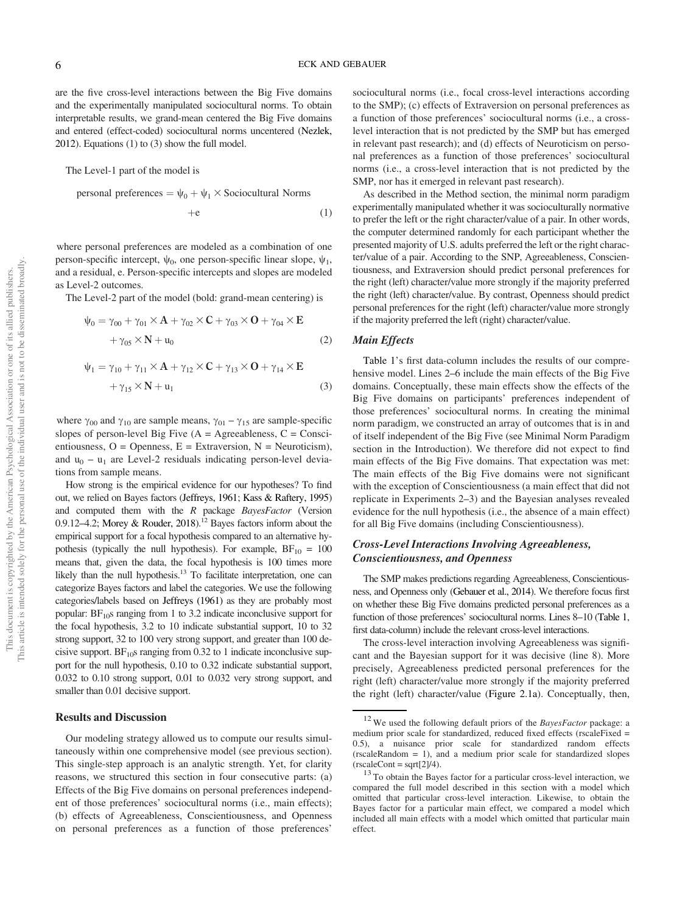are the five cross-level interactions between the Big Five domains and the experimentally manipulated sociocultural norms. To obtain interpretable results, we grand-mean centered the Big Five domains and entered (effect-coded) sociocultural norms uncentered (Nezlek, 2012). Equations (1) to (3) show the full model.

The Level-1 part of the model is

$$\text{personal preferences} = \psi_0 + \psi_1 \times \text{Sociocultural Norms} + e \quad (1)$$

where personal preferences are modeled as a combination of one person-specific intercept, $\psi_0$, one person-specific linear slope, $\psi_1$, and a residual, e. Person-specific intercepts and slopes are modeled as Level-2 outcomes.

The Level-2 part of the model (bold: grand-mean centering) is

$$\psi_0 = \gamma_{00} + \gamma_{01} \times \mathbf{A} + \gamma_{02} \times \mathbf{C} + \gamma_{03} \times \mathbf{O} + \gamma_{04} \times \mathbf{E} + \gamma_{05} \times \mathbf{N} + u_0 \quad (2)$$

$$\psi_1 = \gamma_{10} + \gamma_{11} \times \mathbf{A} + \gamma_{12} \times \mathbf{C} + \gamma_{13} \times \mathbf{O} + \gamma_{14} \times \mathbf{E} + \gamma_{15} \times \mathbf{N} + u_1 \quad (3)$$

where $\gamma_{00}$ and $\gamma_{10}$ are sample means, $\gamma_{01} - \gamma_{15}$ are sample-specific slopes of person-level Big Five (A = Agreeableness, C = Conscientiousness, O = Openness, E = Extraversion, N = Neuroticism), and $u_0 - u_1$ are Level-2 residuals indicating person-level deviations from sample means.

How strong is the empirical evidence for our hypotheses? To find out, we relied on Bayes factors (Jeffreys, 1961; Kass & Raftery, 1995) and computed them with the *R* package *BayesFactor* (Version 0.9.12–4.2; Morey & Rouder, 2018).[12] Bayes factors inform about the empirical support for a focal hypothesis compared to an alternative hypothesis (typically the null hypothesis). For example, $BF_{10} = 100$ means that, given the data, the focal hypothesis is 100 times more likely than the null hypothesis.[13] To facilitate interpretation, one can categorize Bayes factors and label the categories. We use the following categories/labels based on Jeffreys (1961) as they are probably most popular: $BF_{10}$s ranging from 1 to 3.2 indicate inconclusive support for the focal hypothesis, 3.2 to 10 indicate substantial support, 10 to 32 strong support, 32 to 100 very strong support, and greater than 100 decisive support. $BF_{10}$s ranging from 0.32 to 1 indicate inconclusive support for the null hypothesis, 0.10 to 0.32 indicate substantial support, 0.032 to 0.10 strong support, 0.01 to 0.032 very strong support, and smaller than 0.01 decisive support.

## Results and Discussion

Our modeling strategy allowed us to compute our results simultaneously within one comprehensive model (see previous section). This single-step approach is an analytic strength. Yet, for clarity reasons, we structured this section in four consecutive parts: (a) Effects of the Big Five domains on personal preferences independent of those preferences' sociocultural norms (i.e., main effects); (b) effects of Agreeableness, Conscientiousness, and Openness on personal preferences as a function of those preferences' sociocultural norms (i.e., focal cross-level interactions according to the SMP); (c) effects of Extraversion on personal preferences as a function of those preferences' sociocultural norms (i.e., a cross-level interaction that is not predicted by the SMP but has emerged in relevant past research); and (d) effects of Neuroticism on personal preferences as a function of those preferences' sociocultural norms (i.e., a cross-level interaction that is not predicted by the SMP, nor has it emerged in relevant past research).

As described in the Method section, the minimal norm paradigm experimentally manipulated whether it was socioculturally normative to prefer the left or the right character/value of a pair. In other words, the computer determined randomly for each participant whether the presented majority of U.S. adults preferred the left or the right character/value of a pair. According to the SNP, Agreeableness, Conscientiousness, and Extraversion should predict personal preferences for the right (left) character/value more strongly if the majority preferred the right (left) character/value. By contrast, Openness should predict personal preferences for the right (left) character/value more strongly if the majority preferred the left (right) character/value.

### *Main Effects*

Table 1's first data-column includes the results of our comprehensive model. Lines 2–6 include the main effects of the Big Five domains. Conceptually, these main effects show the effects of the Big Five domains on participants' preferences independent of those preferences' sociocultural norms. In creating the minimal norm paradigm, we constructed an array of outcomes that is in and of itself independent of the Big Five (see Minimal Norm Paradigm section in the Introduction). We therefore did not expect to find main effects of the Big Five domains. That expectation was met: The main effects of the Big Five domains were not significant with the exception of Conscientiousness (a main effect that did not replicate in Experiments 2–3) and the Bayesian analyses revealed evidence for the null hypothesis (i.e., the absence of a main effect) for all Big Five domains (including Conscientiousness).

### *Cross-Level Interactions Involving Agreeableness, Conscientiousness, and Openness*

The SMP makes predictions regarding Agreeableness, Conscientiousness, and Openness only (Gebauer et al., 2014). We therefore focus first on whether these Big Five domains predicted personal preferences as a function of those preferences' sociocultural norms. Lines 8–10 (Table 1, first data-column) include the relevant cross-level interactions.

The cross-level interaction involving Agreeableness was significant and the Bayesian support for it was decisive (line 8). More precisely, Agreeableness predicted personal preferences for the right (left) character/value more strongly if the majority preferred the right (left) character/value (Figure 2.1a). Conceptually, then,

[12] We used the following default priors of the *BayesFactor* package: a medium prior scale for standardized, reduced fixed effects (rscaleFixed = 0.5), a nuisance prior scale for standardized random effects (rscaleRandom = 1), and a medium prior scale for standardized slopes (rscaleCont = sqrt[2]/4).

[13] To obtain the Bayes factor for a particular cross-level interaction, we compared the full model described in this section with a model which omitted that particular cross-level interaction. Likewise, to obtain the Bayes factor for a particular main effect, we compared a model which included all main effects with a model which omitted that particular main effect.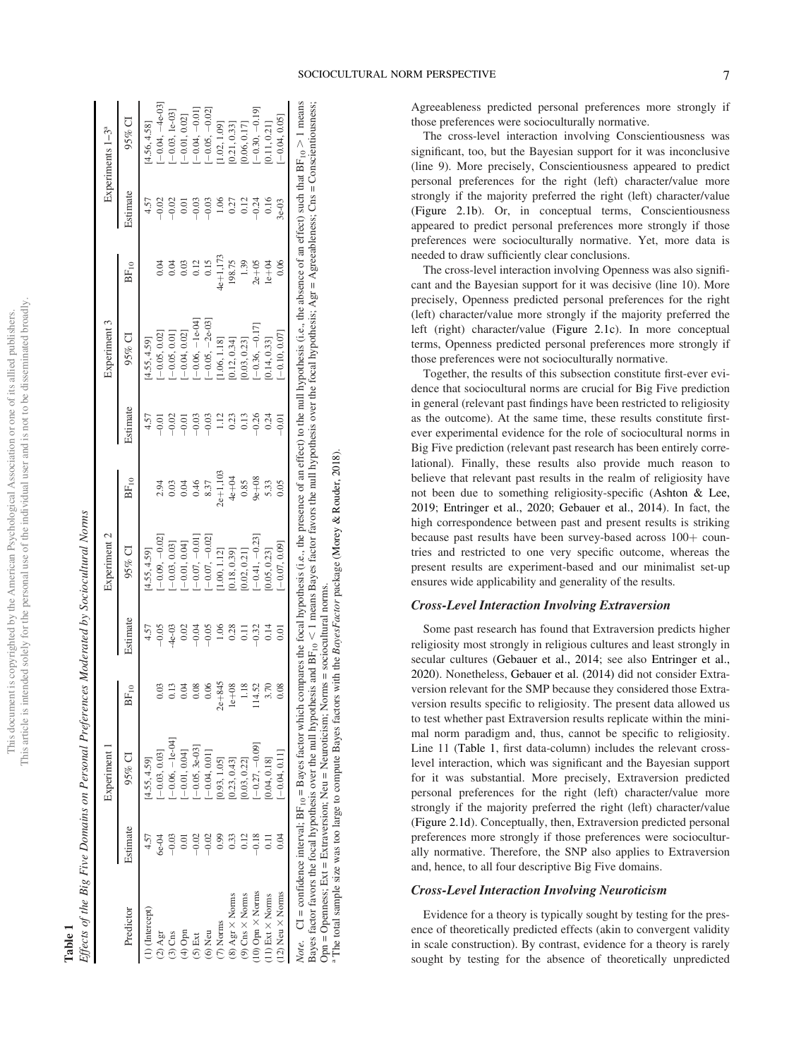**Table 1**

*Effects of the Big Five Domains on Personal Preferences Moderated by Sociocultural Norms*

| Predictor | Experiment 1 | | | Experiment 2 | | | Experiment 3 | | | Experiments 1–3[a] | |
|---|---|---|---|---|---|---|---|---|---|---|---|
| | Estimate | 95% CI | $BF_{10}$ | Estimate | 95% CI | $BF_{10}$ | Estimate | 95% CI | $BF_{10}$ | Estimate | 95% CI |
| (1) (Intercept) | 4.57 | [4.55, 4.59] | | 4.57 | [4.55, 4.59] | | 4.57 | [4.55, 4.59] | | 4.57 | [4.56, 4.58] |
| (2) Agr | 6e-04 | [−0.03, 0.03] | 0.03 | −0.05 | [−0.09, −0.02] | 2.94 | −0.01 | [−0.05, 0.02] | 0.04 | −0.02 | [−0.04, −4e-03] |
| (3) Cns | −0.03 | [−0.06, −1e-04] | 0.13 | -4e-03 | [−0.03, 0.03] | 0.03 | −0.02 | [−0.05, 0.01] | 0.04 | −0.02 | [−0.03, 1e-03] |
| (4) Opn | 0.01 | [−0.01, 0.04] | 0.04 | 0.02 | [−0.01, 0.04] | 0.04 | −0.01 | [−0.04, 0.02] | 0.03 | 0.01 | [−0.01, 0.02] |
| (5) Ext | −0.02 | [−0.05, 3e-03] | 0.08 | −0.04 | [−0.07, −0.01] | 0.46 | −0.03 | [−0.06, −1e-04] | 0.12 | −0.03 | [−0.04, −0.01] |
| (6) Neu | −0.02 | [−0.04, 0.01] | 0.06 | −0.05 | [−0.07, −0.02] | 8.37 | −0.03 | [−0.05, −2e-03] | 0.15 | −0.03 | [−0.05, −0.02] |
| (7) Norms | 0.99 | [0.93, 1.05] | 2e+845 | 1.06 | [1.00, 1.12] | 2e+1,103 | 1.12 | [1.06, 1.18] | 4e+1,173 | 1.06 | [1.02, 1.09] |
| (8) Agr × Norms | 0.33 | [0.23, 0.43] | 1e+08 | 0.28 | [0.18, 0.39] | 4e+04 | 0.23 | [0.12, 0.34] | 198.75 | 0.27 | [0.21, 0.33] |
| (9) Cns × Norms | 0.12 | [0.03, 0.22] | 1.18 | 0.11 | [0.02, 0.21] | 0.85 | 0.13 | [0.03, 0.23] | 1.39 | 0.12 | [0.06, 0.17] |
| (10) Opn × Norms | −0.18 | [−0.27, −0.09] | 114.52 | −0.32 | [−0.41, −0.23] | 9e+08 | −0.26 | [−0.36, −0.17] | 2e+05 | −0.24 | [−0.30, −0.19] |
| (11) Ext × Norms | 0.11 | [0.04, 0.18] | 3.70 | 0.14 | [0.05, 0.23] | 5.33 | 0.24 | [0.14, 0.33] | 1e+04 | 0.16 | [0.11, 0.21] |
| (12) Neu × Norms | 0.04 | [−0.04, 0.11] | 0.08 | 0.01 | [−0.07, 0.09] | 0.05 | −0.01 | [−0.10, 0.07] | 0.06 | 3e-03 | [−0.04, 0.05] |

*Note.* CI = confidence interval; $BF_{10}$ = Bayes factor which compares the focal hypothesis (i.e., the presence of an effect) to the null hypothesis (i.e., the absence of an effect) such that $BF_{10} > 1$ means Bayes factor favors the focal hypothesis over the null hypothesis and $BF_{10} < 1$ means Bayes factor favors the null hypothesis over the focal hypothesis; Agr = Agreeableness; Cns = Conscientiousness; Opn = Openness; Ext = Extraversion; Neu = Neuroticism; Norms = sociocultural norms.
[a] The total sample size was too large to compute Bayes factors with the *BayesFactor* package (Morey & Rouder, 2018).

Agreeableness predicted personal preferences more strongly if those preferences were socioculturally normative.

The cross-level interaction involving Conscientiousness was significant, too, but the Bayesian support for it was inconclusive (line 9). More precisely, Conscientiousness appeared to predict personal preferences for the right (left) character/value more strongly if the majority preferred the right (left) character/value (Figure 2.1b). Or, in conceptual terms, Conscientiousness appeared to predict personal preferences more strongly if those preferences were socioculturally normative. Yet, more data is needed to draw sufficiently clear conclusions.

The cross-level interaction involving Openness was also significant and the Bayesian support for it was decisive (line 10). More precisely, Openness predicted personal preferences for the right (left) character/value more strongly if the majority preferred the left (right) character/value (Figure 2.1c). In more conceptual terms, Openness predicted personal preferences more strongly if those preferences were not socioculturally normative.

Together, the results of this subsection constitute first-ever evidence that sociocultural norms are crucial for Big Five prediction in general (relevant past findings have been restricted to religiosity as the outcome). At the same time, these results constitute first-ever experimental evidence for the role of sociocultural norms in Big Five prediction (relevant past research has been entirely correlational). Finally, these results also provide much reason to believe that relevant past results in the realm of religiosity have not been due to something religiosity-specific (Ashton & Lee, 2019; Entringer et al., 2020; Gebauer et al., 2014). In fact, the high correspondence between past and present results is striking because past results have been survey-based across 100+ countries and restricted to one very specific outcome, whereas the present results are experiment-based and our minimalist set-up ensures wide applicability and generality of the results.

### *Cross-Level Interaction Involving Extraversion*

Some past research has found that Extraversion predicts higher religiosity most strongly in religious cultures and least strongly in secular cultures (Gebauer et al., 2014; see also Entringer et al., 2020). Nonetheless, Gebauer et al. (2014) did not consider Extraversion relevant for the SMP because they considered those Extraversion results specific to religiosity. The present data allowed us to test whether past Extraversion results replicate within the minimal norm paradigm and, thus, cannot be specific to religiosity. Line 11 (Table 1, first data-column) includes the relevant cross-level interaction, which was significant and the Bayesian support for it was substantial. More precisely, Extraversion predicted personal preferences for the right (left) character/value more strongly if the majority preferred the right (left) character/value (Figure 2.1d). Conceptually, then, Extraversion predicted personal preferences more strongly if those preferences were socioculturally normative. Therefore, the SNP also applies to Extraversion and, hence, to all four descriptive Big Five domains.

### *Cross-Level Interaction Involving Neuroticism*

Evidence for a theory is typically sought by testing for the presence of theoretically predicted effects (akin to convergent validity in scale construction). By contrast, evidence for a theory is rarely sought by testing for the absence of theoretically unpredicted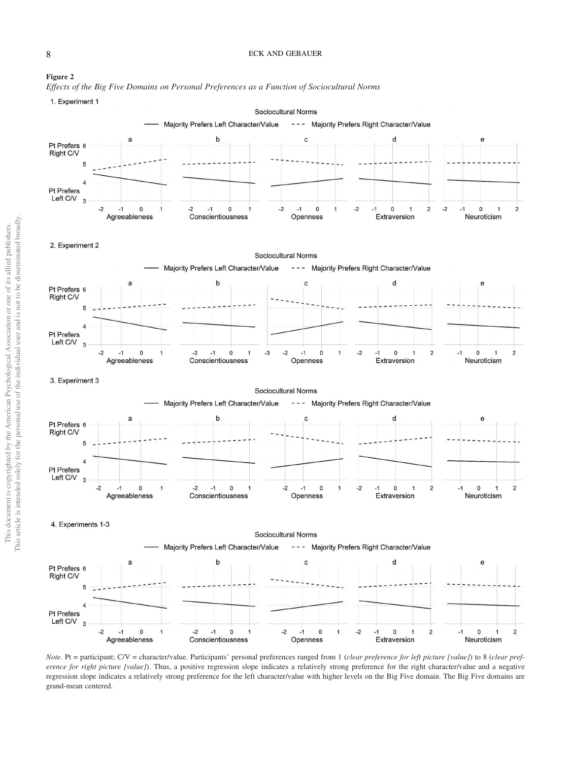**Figure 2**

*Effects of the Big Five Domains on Personal Preferences as a Function of Sociocultural Norms*

*Note.* Pt = participant; C/V = character/value. Participants' personal preferences ranged from 1 (*clear preference for left picture [value]*) to 8 (*clear preference for right picture [value]*). Thus, a positive regression slope indicates a relatively strong preference for the right character/value and a negative regression slope indicates a relatively strong preference for the left character/value with higher levels on the Big Five domain. The Big Five domains are grand-mean centered.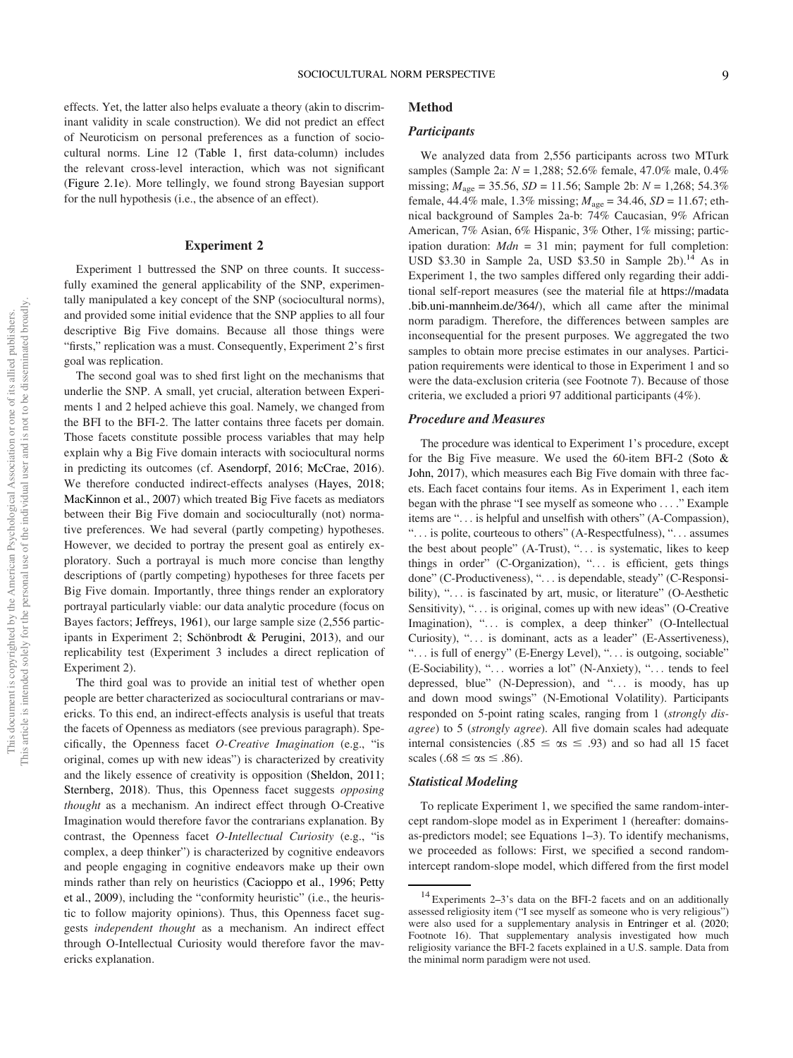effects. Yet, the latter also helps evaluate a theory (akin to discriminant validity in scale construction). We did not predict an effect of Neuroticism on personal preferences as a function of sociocultural norms. Line 12 (Table 1, first data-column) includes the relevant cross-level interaction, which was not significant (Figure 2.1e). More tellingly, we found strong Bayesian support for the null hypothesis (i.e., the absence of an effect).

## Experiment 2

Experiment 1 buttressed the SNP on three counts. It successfully examined the general applicability of the SNP, experimentally manipulated a key concept of the SNP (sociocultural norms), and provided some initial evidence that the SNP applies to all four descriptive Big Five domains. Because all those things were "firsts," replication was a must. Consequently, Experiment 2's first goal was replication.

The second goal was to shed first light on the mechanisms that underlie the SNP. A small, yet crucial, alteration between Experiments 1 and 2 helped achieve this goal. Namely, we changed from the BFI to the BFI-2. The latter contains three facets per domain. Those facets constitute possible process variables that may help explain why a Big Five domain interacts with sociocultural norms in predicting its outcomes (cf. Asendorpf, 2016; McCrae, 2016). We therefore conducted indirect-effects analyses (Hayes, 2018; MacKinnon et al., 2007) which treated Big Five facets as mediators between their Big Five domain and socioculturally (not) normative preferences. We had several (partly competing) hypotheses. However, we decided to portray the present goal as entirely exploratory. Such a portrayal is much more concise than lengthy descriptions of (partly competing) hypotheses for three facets per Big Five domain. Importantly, three things render an exploratory portrayal particularly viable: our data analytic procedure (focus on Bayes factors; Jeffreys, 1961), our large sample size (2,556 participants in Experiment 2; Schönbrodt & Perugini, 2013), and our replicability test (Experiment 3 includes a direct replication of Experiment 2).

The third goal was to provide an initial test of whether open people are better characterized as sociocultural contrarians or mavericks. To this end, an indirect-effects analysis is useful that treats the facets of Openness as mediators (see previous paragraph). Specifically, the Openness facet *O-Creative Imagination* (e.g., "is original, comes up with new ideas") is characterized by creativity and the likely essence of creativity is opposition (Sheldon, 2011; Sternberg, 2018). Thus, this Openness facet suggests *opposing thought* as a mechanism. An indirect effect through O-Creative Imagination would therefore favor the contrarians explanation. By contrast, the Openness facet *O-Intellectual Curiosity* (e.g., "is complex, a deep thinker") is characterized by cognitive endeavors and people engaging in cognitive endeavors make up their own minds rather than rely on heuristics (Cacioppo et al., 1996; Petty et al., 2009), including the "conformity heuristic" (i.e., the heuristic to follow majority opinions). Thus, this Openness facet suggests *independent thought* as a mechanism. An indirect effect through O-Intellectual Curiosity would therefore favor the mavericks explanation.

### Method

#### Participants

We analyzed data from 2,556 participants across two MTurk samples (Sample 2a: $N$ = 1,288; 52.6% female, 47.0% male, 0.4% missing; $M_{age}$ = 35.56, $SD$ = 11.56; Sample 2b: $N$ = 1,268; 54.3% female, 44.4% male, 1.3% missing; $M_{age}$ = 34.46, $SD$ = 11.67; ethnical background of Samples 2a-b: 74% Caucasian, 9% African American, 7% Asian, 6% Hispanic, 3% Other, 1% missing; participation duration: $Mdn$ = 31 min; payment for full completion: USD \$3.30 in Sample 2a, USD \$3.50 in Sample 2b).[14] As in Experiment 1, the two samples differed only regarding their additional self-report measures (see the material file at https://madata.bib.uni-mannheim.de/364/), which all came after the minimal norm paradigm. Therefore, the differences between samples are inconsequential for the present purposes. We aggregated the two samples to obtain more precise estimates in our analyses. Participation requirements were identical to those in Experiment 1 and so were the data-exclusion criteria (see Footnote 7). Because of those criteria, we excluded a priori 97 additional participants (4%).

#### Procedure and Measures

The procedure was identical to Experiment 1's procedure, except for the Big Five measure. We used the 60-item BFI-2 (Soto & John, 2017), which measures each Big Five domain with three facets. Each facet contains four items. As in Experiment 1, each item began with the phrase "I see myself as someone who . . . ." Example items are ". . . is helpful and unselfish with others" (A-Compassion), ". . . is polite, courteous to others" (A-Respectfulness), ". . . assumes the best about people" (A-Trust), ". . . is systematic, likes to keep things in order" (C-Organization), ". . . is efficient, gets things done" (C-Productiveness), ". . . is dependable, steady" (C-Responsibility), ". . . is fascinated by art, music, or literature" (O-Aesthetic Sensitivity), ". . . is original, comes up with new ideas" (O-Creative Imagination), ". . . is complex, a deep thinker" (O-Intellectual Curiosity), ". . . is dominant, acts as a leader" (E-Assertiveness), ". . . is full of energy" (E-Energy Level), ". . . is outgoing, sociable" (E-Sociability), ". . . worries a lot" (N-Anxiety), ". . . tends to feel depressed, blue" (N-Depression), and ". . . is moody, has up and down mood swings" (N-Emotional Volatility). Participants responded on 5-point rating scales, ranging from 1 (*strongly disagree*) to 5 (*strongly agree*). All five domain scales had adequate internal consistencies ($.85 \leq \alpha s \leq .93$) and so had all 15 facet scales ($.68 \leq \alpha s \leq .86$).

#### Statistical Modeling

To replicate Experiment 1, we specified the same random-intercept random-slope model as in Experiment 1 (hereafter: domains-as-predictors model; see Equations 1–3). To identify mechanisms, we proceeded as follows: First, we specified a second random-intercept random-slope model, which differed from the first model

[14] Experiments 2–3's data on the BFI-2 facets and on an additionally assessed religiosity item ("I see myself as someone who is very religious") were also used for a supplementary analysis in Entringer et al. (2020; Footnote 16). That supplementary analysis investigated how much religiosity variance the BFI-2 facets explained in a U.S. sample. Data from the minimal norm paradigm were not used.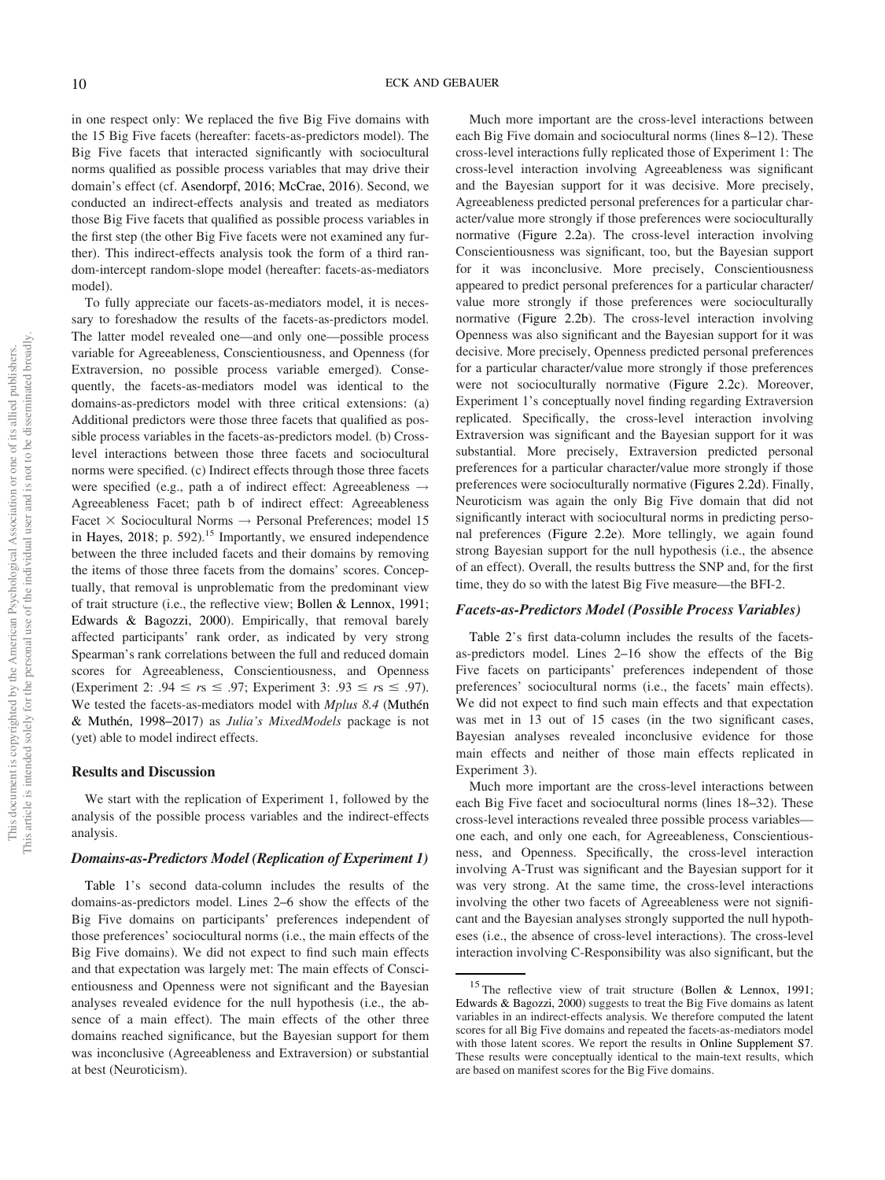in one respect only: We replaced the five Big Five domains with the 15 Big Five facets (hereafter: facets-as-predictors model). The Big Five facets that interacted significantly with sociocultural norms qualified as possible process variables that may drive their domain's effect (cf. Asendorpf, 2016; McCrae, 2016). Second, we conducted an indirect-effects analysis and treated as mediators those Big Five facets that qualified as possible process variables in the first step (the other Big Five facets were not examined any further). This indirect-effects analysis took the form of a third random-intercept random-slope model (hereafter: facets-as-mediators model).

To fully appreciate our facets-as-mediators model, it is necessary to foreshadow the results of the facets-as-predictors model. The latter model revealed one—and only one—possible process variable for Agreeableness, Conscientiousness, and Openness (for Extraversion, no possible process variable emerged). Consequently, the facets-as-mediators model was identical to the domains-as-predictors model with three critical extensions: (a) Additional predictors were those three facets that qualified as possible process variables in the facets-as-predictors model. (b) Cross-level interactions between those three facets and sociocultural norms were specified. (c) Indirect effects through those three facets were specified (e.g., path a of indirect effect: Agreeableness → Agreeableness Facet; path b of indirect effect: Agreeableness Facet × Sociocultural Norms → Personal Preferences; model 15 in Hayes, 2018; p. 592).[15] Importantly, we ensured independence between the three included facets and their domains by removing the items of those three facets from the domains' scores. Conceptually, that removal is unproblematic from the predominant view of trait structure (i.e., the reflective view; Bollen & Lennox, 1991; Edwards & Bagozzi, 2000). Empirically, that removal barely affected participants' rank order, as indicated by very strong Spearman's rank correlations between the full and reduced domain scores for Agreeableness, Conscientiousness, and Openness (Experiment 2: $.94 \leq rs \leq .97$; Experiment 3: $.93 \leq rs \leq .97$). We tested the facets-as-mediators model with *Mplus 8.4* (Muthén & Muthén, 1998–2017) as *Julia's MixedModels* package is not (yet) able to model indirect effects.

## Results and Discussion

We start with the replication of Experiment 1, followed by the analysis of the possible process variables and the indirect-effects analysis.

### Domains-as-Predictors Model (Replication of Experiment 1)

Table 1's second data-column includes the results of the domains-as-predictors model. Lines 2–6 show the effects of the Big Five domains on participants' preferences independent of those preferences' sociocultural norms (i.e., the main effects of the Big Five domains). We did not expect to find such main effects and that expectation was largely met: The main effects of Conscientiousness and Openness were not significant and the Bayesian analyses revealed evidence for the null hypothesis (i.e., the absence of a main effect). The main effects of the other three domains reached significance, but the Bayesian support for them was inconclusive (Agreeableness and Extraversion) or substantial at best (Neuroticism).

Much more important are the cross-level interactions between each Big Five domain and sociocultural norms (lines 8–12). These cross-level interactions fully replicated those of Experiment 1: The cross-level interaction involving Agreeableness was significant and the Bayesian support for it was decisive. More precisely, Agreeableness predicted personal preferences for a particular character/value more strongly if those preferences were socioculturally normative (Figure 2.2a). The cross-level interaction involving Conscientiousness was significant, too, but the Bayesian support for it was inconclusive. More precisely, Conscientiousness appeared to predict personal preferences for a particular character/value more strongly if those preferences were socioculturally normative (Figure 2.2b). The cross-level interaction involving Openness was also significant and the Bayesian support for it was decisive. More precisely, Openness predicted personal preferences for a particular character/value more strongly if those preferences were not socioculturally normative (Figure 2.2c). Moreover, Experiment 1's conceptually novel finding regarding Extraversion replicated. Specifically, the cross-level interaction involving Extraversion was significant and the Bayesian support for it was substantial. More precisely, Extraversion predicted personal preferences for a particular character/value more strongly if those preferences were socioculturally normative (Figures 2.2d). Finally, Neuroticism was again the only Big Five domain that did not significantly interact with sociocultural norms in predicting personal preferences (Figure 2.2e). More tellingly, we again found strong Bayesian support for the null hypothesis (i.e., the absence of an effect). Overall, the results buttress the SNP and, for the first time, they do so with the latest Big Five measure—the BFI-2.

### Facets-as-Predictors Model (Possible Process Variables)

Table 2's first data-column includes the results of the facets-as-predictors model. Lines 2–16 show the effects of the Big Five facets on participants' preferences independent of those preferences' sociocultural norms (i.e., the facets' main effects). We did not expect to find such main effects and that expectation was met in 13 out of 15 cases (in the two significant cases, Bayesian analyses revealed inconclusive evidence for those main effects and neither of those main effects replicated in Experiment 3).

Much more important are the cross-level interactions between each Big Five facet and sociocultural norms (lines 18–32). These cross-level interactions revealed three possible process variables—one each, and only one each, for Agreeableness, Conscientiousness, and Openness. Specifically, the cross-level interaction involving A-Trust was significant and the Bayesian support for it was very strong. At the same time, the cross-level interactions involving the other two facets of Agreeableness were not significant and the Bayesian analyses strongly supported the null hypotheses (i.e., the absence of cross-level interactions). The cross-level interaction involving C-Responsibility was also significant, but the

[15] The reflective view of trait structure (Bollen & Lennox, 1991; Edwards & Bagozzi, 2000) suggests to treat the Big Five domains as latent variables in an indirect-effects analysis. We therefore computed the latent scores for all Big Five domains and repeated the facets-as-mediators model with those latent scores. We report the results in Online Supplement S7. These results were conceptually identical to the main-text results, which are based on manifest scores for the Big Five domains.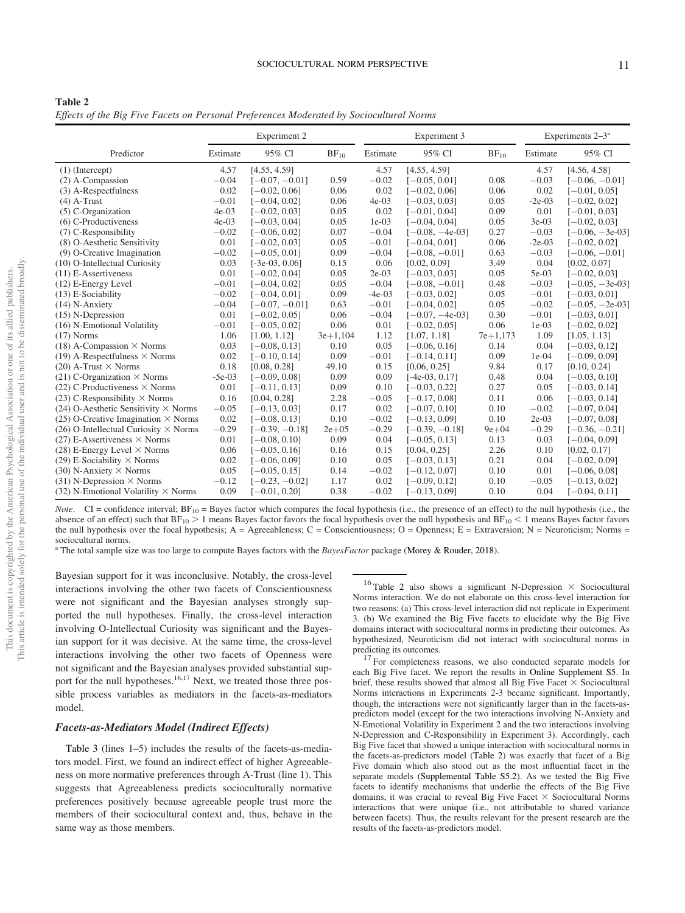**Table 2**

*Effects of the Big Five Facets on Personal Preferences Moderated by Sociocultural Norms*

| Predictor | Experiment 2 | | | Experiment 3 | | | Experiments 2–3[a] | |
|---|---|---|---|---|---|---|---|---|
| | Estimate | 95% CI | $BF_{10}$ | Estimate | 95% CI | $BF_{10}$ | Estimate | 95% CI |
| (1) (Intercept) | 4.57 | [4.55, 4.59] | | 4.57 | [4.55, 4.59] | | 4.57 | [4.56, 4.58] |
| (2) A-Compassion | −0.04 | [−0.07, −0.01] | 0.59 | −0.02 | [−0.05, 0.01] | 0.08 | −0.03 | [−0.06, −0.01] |
| (3) A-Respectfulness | 0.02 | [−0.02, 0.06] | 0.06 | 0.02 | [−0.02, 0.06] | 0.06 | 0.02 | [−0.01, 0.05] |
| (4) A-Trust | −0.01 | [−0.04, 0.02] | 0.06 | 4e-03 | [−0.03, 0.03] | 0.05 | -2e-03 | [−0.02, 0.02] |
| (5) C-Organization | 4e-03 | [−0.02, 0.03] | 0.05 | 0.02 | [−0.01, 0.04] | 0.09 | 0.01 | [−0.01, 0.03] |
| (6) C-Productiveness | 4e-03 | [−0.03, 0.04] | 0.05 | 1e-03 | [−0.04, 0.04] | 0.05 | 3e-03 | [−0.02, 0.03] |
| (7) C-Responsibility | −0.02 | [−0.06, 0.02] | 0.07 | −0.04 | [−0.08, −4e-03] | 0.27 | −0.03 | [−0.06, −3e-03] |
| (8) O-Aesthetic Sensitivity | 0.01 | [−0.02, 0.03] | 0.05 | −0.01 | [−0.04, 0.01] | 0.06 | -2e-03 | [−0.02, 0.02] |
| (9) O-Creative Imagination | −0.02 | [−0.05, 0.01] | 0.09 | −0.04 | [−0.08, −0.01] | 0.63 | −0.03 | [−0.06, −0.01] |
| (10) O-Intellectual Curiosity | 0.03 | [-3e-03, 0.06] | 0.15 | 0.06 | [0.02, 0.09] | 3.49 | 0.04 | [0.02, 0.07] |
| (11) E-Assertiveness | 0.01 | [−0.02, 0.04] | 0.05 | 2e-03 | [−0.03, 0.03] | 0.05 | 5e-03 | [−0.02, 0.03] |
| (12) E-Energy Level | −0.01 | [−0.04, 0.02] | 0.05 | −0.04 | [−0.08, −0.01] | 0.48 | −0.03 | [−0.05, −3e-03] |
| (13) E-Sociability | −0.02 | [−0.04, 0.01] | 0.09 | -4e-03 | [−0.03, 0.02] | 0.05 | −0.01 | [−0.03, 0.01] |
| (14) N-Anxiety | −0.04 | [−0.07, −0.01] | 0.63 | −0.01 | [−0.04, 0.02] | 0.05 | −0.02 | [−0.05, −2e-03] |
| (15) N-Depression | 0.01 | [−0.02, 0.05] | 0.06 | −0.04 | [−0.07, −4e-03] | 0.30 | −0.01 | [−0.03, 0.01] |
| (16) N-Emotional Volatility | −0.01 | [−0.05, 0.02] | 0.06 | 0.01 | [−0.02, 0.05] | 0.06 | 1e-03 | [−0.02, 0.02] |
| (17) Norms | 1.06 | [1.00, 1.12] | 3e+1,104 | 1.12 | [1.07, 1.18] | 7e+1,173 | 1.09 | [1.05, 1.13] |
| (18) A-Compassion × Norms | 0.03 | [−0.08, 0.13] | 0.10 | 0.05 | [−0.06, 0.16] | 0.14 | 0.04 | [−0.03, 0.12] |
| (19) A-Respectfulness × Norms | 0.02 | [−0.10, 0.14] | 0.09 | −0.01 | [−0.14, 0.11] | 0.09 | 1e-04 | [−0.09, 0.09] |
| (20) A-Trust × Norms | 0.18 | [0.08, 0.28] | 49.10 | 0.15 | [0.06, 0.25] | 9.84 | 0.17 | [0.10, 0.24] |
| (21) C-Organization × Norms | -5e-03 | [−0.09, 0.08] | 0.09 | 0.09 | [-4e-03, 0.17] | 0.48 | 0.04 | [−0.03, 0.10] |
| (22) C-Productiveness × Norms | 0.01 | [−0.11, 0.13] | 0.09 | 0.10 | [−0.03, 0.22] | 0.27 | 0.05 | [−0.03, 0.14] |
| (23) C-Responsibility × Norms | 0.16 | [0.04, 0.28] | 2.28 | −0.05 | [−0.17, 0.08] | 0.11 | 0.06 | [−0.03, 0.14] |
| (24) O-Aesthetic Sensitivity × Norms | −0.05 | [−0.13, 0.03] | 0.17 | 0.02 | [−0.07, 0.10] | 0.10 | −0.02 | [−0.07, 0.04] |
| (25) O-Creative Imagination × Norms | 0.02 | [−0.08, 0.13] | 0.10 | −0.02 | [−0.13, 0.09] | 0.10 | 2e-03 | [−0.07, 0.08] |
| (26) O-Intellectual Curiosity × Norms | −0.29 | [−0.39, −0.18] | 2e+05 | −0.29 | [−0.39, −0.18] | 9e+04 | −0.29 | [−0.36, −0.21] |
| (27) E-Assertiveness × Norms | 0.01 | [−0.08, 0.10] | 0.09 | 0.04 | [−0.05, 0.13] | 0.13 | 0.03 | [−0.04, 0.09] |
| (28) E-Energy Level × Norms | 0.06 | [−0.05, 0.16] | 0.16 | 0.15 | [0.04, 0.25] | 2.26 | 0.10 | [0.02, 0.17] |
| (29) E-Sociability × Norms | 0.02 | [−0.06, 0.09] | 0.10 | 0.05 | [−0.03, 0.13] | 0.21 | 0.04 | [−0.02, 0.09] |
| (30) N-Anxiety × Norms | 0.05 | [−0.05, 0.15] | 0.14 | −0.02 | [−0.12, 0.07] | 0.10 | 0.01 | [−0.06, 0.08] |
| (31) N-Depression × Norms | −0.12 | [−0.23, −0.02] | 1.17 | 0.02 | [−0.09, 0.12] | 0.10 | −0.05 | [−0.13, 0.02] |
| (32) N-Emotional Volatility × Norms | 0.09 | [−0.01, 0.20] | 0.38 | −0.02 | [−0.13, 0.09] | 0.10 | 0.04 | [−0.04, 0.11] |

*Note*. CI = confidence interval; $BF_{10}$ = Bayes factor which compares the focal hypothesis (i.e., the presence of an effect) to the null hypothesis (i.e., the absence of an effect) such that $BF_{10} > 1$ means Bayes factor favors the focal hypothesis over the null hypothesis and $BF_{10} < 1$ means Bayes factor favors the null hypothesis over the focal hypothesis; A = Agreeableness; C = Conscientiousness; O = Openness; E = Extraversion; N = Neuroticism; Norms = sociocultural norms.

[a] The total sample size was too large to compute Bayes factors with the *BayesFactor* package (Morey & Rouder, 2018).

Bayesian support for it was inconclusive. Notably, the cross-level interactions involving the other two facets of Conscientiousness were not significant and the Bayesian analyses strongly supported the null hypotheses. Finally, the cross-level interaction involving O-Intellectual Curiosity was significant and the Bayesian support for it was decisive. At the same time, the cross-level interactions involving the other two facets of Openness were not significant and the Bayesian analyses provided substantial support for the null hypotheses.[16,17] Next, we treated those three possible process variables as mediators in the facets-as-mediators model.

### *Facets-as-Mediators Model (Indirect Effects)*

Table 3 (lines 1–5) includes the results of the facets-as-mediators model. First, we found an indirect effect of higher Agreeableness on more normative preferences through A-Trust (line 1). This suggests that Agreeableness predicts socioculturally normative preferences positively because agreeable people trust more the members of their sociocultural context and, thus, behave in the same way as those members.

[16] Table 2 also shows a significant N-Depression × Sociocultural Norms interaction. We do not elaborate on this cross-level interaction for two reasons: (a) This cross-level interaction did not replicate in Experiment 3. (b) We examined the Big Five facets to elucidate why the Big Five domains interact with sociocultural norms in predicting their outcomes. As hypothesized, Neuroticism did not interact with sociocultural norms in predicting its outcomes.

[17] For completeness reasons, we also conducted separate models for each Big Five facet. We report the results in Online Supplement S5. In brief, these results showed that almost all Big Five Facet × Sociocultural Norms interactions in Experiments 2-3 became significant. Importantly, though, the interactions were not significantly larger than in the facets-as-predictors model (except for the two interactions involving N-Anxiety and N-Emotional Volatility in Experiment 2 and the two interactions involving N-Depression and C-Responsibility in Experiment 3). Accordingly, each Big Five facet that showed a unique interaction with sociocultural norms in the facets-as-predictors model (Table 2) was exactly that facet of a Big Five domain which also stood out as the most influential facet in the separate models (Supplemental Table S5.2). As we tested the Big Five facets to identify mechanisms that underlie the effects of the Big Five domains, it was crucial to reveal Big Five Facet × Sociocultural Norms interactions that were unique (i.e., not attributable to shared variance between facets). Thus, the results relevant for the present research are the results of the facets-as-predictors model.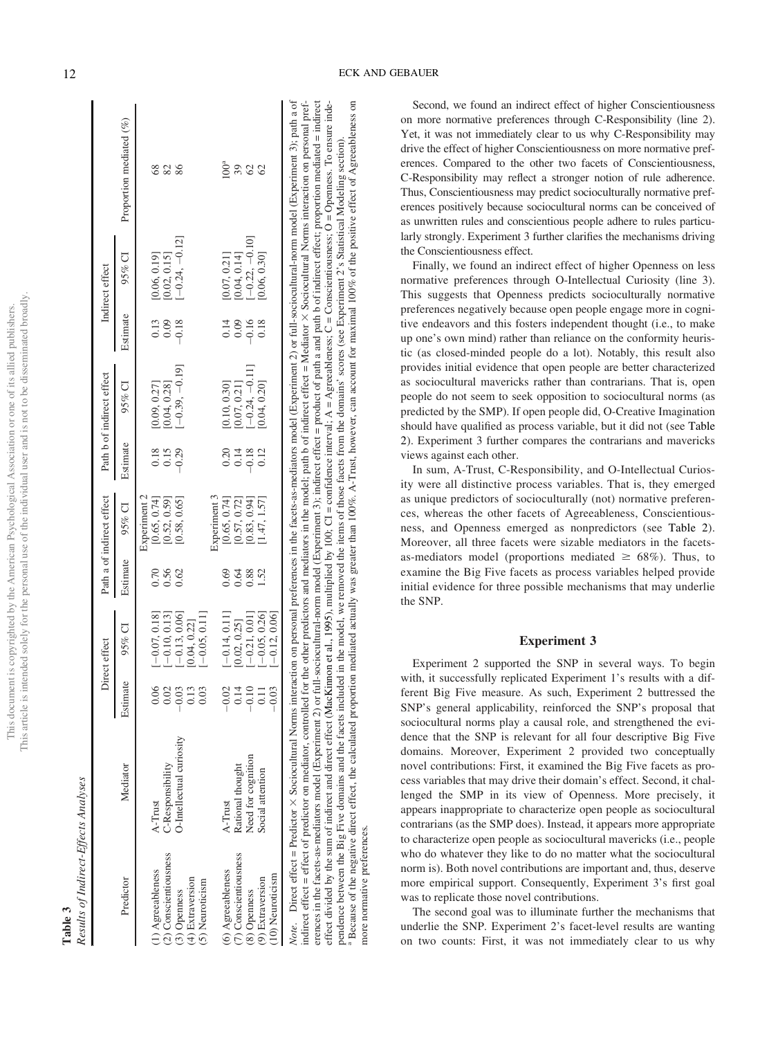**Table 3**

*Results of Indirect-Effects Analyses*

| Predictor | Mediator | Direct effect | | Path a of indirect effect | | Path b of indirect effect | | Indirect effect | | Proportion mediated (%) |
|---|---|---|---|---|---|---|---|---|---|---|
| | | Estimate | 95% CI | Estimate | 95% CI | Estimate | 95% CI | Estimate | 95% CI | |
| | | | | Experiment 2 | | | | | | |
| (1) Agreeableness | A-Trust | 0.06 | [−0.07, 0.18] | 0.70 | [0.65, 0.74] | 0.18 | [0.09, 0.27] | 0.13 | [0.06, 0.19] | 68 |
| (2) Conscientiousness | C-Responsibility | 0.02 | [−0.10, 0.13] | 0.56 | [0.52, 0.59] | 0.15 | [0.04, 0.28] | 0.09 | [0.02, 0.15] | 82 |
| (3) Openness | O-Intellectual curiosity | −0.03 | [−0.13, 0.06] | 0.62 | [0.58, 0.65] | −0.29 | [−0.39, −0.19] | −0.18 | [−0.24, −0.12] | 86 |
| (4) Extraversion | | 0.13 | [0.04, 0.22] | | | | | | | |
| (5) Neuroticism | | 0.03 | [−0.05, 0.11] | | | | | | | |
| | | | | Experiment 3 | | | | | | |
| (6) Agreeableness | A-Trust | −0.02 | [−0.14, 0.11] | 0.69 | [0.65, 0.74] | 0.20 | [0.10, 0.30] | 0.14 | [0.07, 0.21] | 100[a] |
| (7) Conscientiousness | Rational thought | 0.14 | [0.02, 0.25] | 0.64 | [0.57, 0.72] | 0.14 | [0.07, 0.21] | 0.09 | [0.04, 0.14] | 39 |
| (8) Openness | Need for cognition | −0.10 | [−0.21, 0.01] | 0.88 | [0.83, 0.94] | −0.18 | [−0.24, −0.11] | −0.16 | [−0.22, −0.10] | 62 |
| (9) Extraversion | Social attention | 0.11 | [−0.05, 0.26] | 1.52 | [1.47, 1.57] | 0.12 | [0.04, 0.20] | 0.18 | [0.06, 0.30] | 62 |
| (10) Neuroticism | | −0.03 | [−0.12, 0.06] | | | | | | | |

*Note.* Direct effect = Predictor × Sociocultural Norms interaction on personal preferences in the facets-as-mediators model (Experiment 2) or full-sociocultural-norm model (Experiment 3); path a of indirect effect = effect of predictor on mediator, controlled for the other predictors and mediators in the model; path b of indirect effect = Mediator × Sociocultural Norms interaction on personal preferences in the facets-as-mediators model (Experiment 2) or full-sociocultural-norm model (Experiment 3); indirect effect = product of path a and path b of indirect effect; proportion mediated = indirect effect divided by the sum of indirect and direct effect (MacKinnon et al., 1995), multiplied by 100; CI = confidence interval; A = Agreeableness; C = Conscientiousness; O = Openness. To ensure independence between the Big Five domains and the facets included in the model, we removed the items of those facets from the domains' scores (see Experiment 2's Statistical Modeling section).
[a] Because of the negative direct effect, the calculated proportion mediated actually was greater than 100%. A-Trust, however, can account for maximal 100% of the positive effect of Agreeableness on more normative preferences.

Second, we found an indirect effect of higher Conscientiousness on more normative preferences through C-Responsibility (line 2). Yet, it was not immediately clear to us why C-Responsibility may drive the effect of higher Conscientiousness on more normative preferences. Compared to the other two facets of Conscientiousness, C-Responsibility may reflect a stronger notion of rule adherence. Thus, Conscientiousness may predict socioculturally normative preferences positively because sociocultural norms can be conceived of as unwritten rules and conscientious people adhere to rules particularly strongly. Experiment 3 further clarifies the mechanisms driving the Conscientiousness effect.

Finally, we found an indirect effect of higher Openness on less normative preferences through O-Intellectual Curiosity (line 3). This suggests that Openness predicts socioculturally normative preferences negatively because open people engage more in cognitive endeavors and this fosters independent thought (i.e., to make up one's own mind) rather than reliance on the conformity heuristic (as closed-minded people do a lot). Notably, this result also provides initial evidence that open people are better characterized as sociocultural mavericks rather than contrarians. That is, open people do not seem to seek opposition to sociocultural norms (as predicted by the SMP). If open people did, O-Creative Imagination should have qualified as process variable, but it did not (see Table 2). Experiment 3 further compares the contrarians and mavericks views against each other.

In sum, A-Trust, C-Responsibility, and O-Intellectual Curiosity were all distinctive process variables. That is, they emerged as unique predictors of socioculturally (not) normative preferences, whereas the other facets of Agreeableness, Conscientiousness, and Openness emerged as nonpredictors (see Table 2). Moreover, all three facets were sizable mediators in the facets-as-mediators model (proportions mediated $\geq$ 68%). Thus, to examine the Big Five facets as process variables helped provide initial evidence for three possible mechanisms that may underlie the SNP.

## Experiment 3

Experiment 2 supported the SNP in several ways. To begin with, it successfully replicated Experiment 1's results with a different Big Five measure. As such, Experiment 2 buttressed the SNP's general applicability, reinforced the SNP's proposal that sociocultural norms play a causal role, and strengthened the evidence that the SNP is relevant for all four descriptive Big Five domains. Moreover, Experiment 2 provided two conceptually novel contributions: First, it examined the Big Five facets as process variables that may drive their domain's effect. Second, it challenged the SMP in its view of Openness. More precisely, it appears inappropriate to characterize open people as sociocultural contrarians (as the SMP does). Instead, it appears more appropriate to characterize open people as sociocultural mavericks (i.e., people who do whatever they like to do no matter what the sociocultural norm is). Both novel contributions are important and, thus, deserve more empirical support. Consequently, Experiment 3's first goal was to replicate those novel contributions.

The second goal was to illuminate further the mechanisms that underlie the SNP. Experiment 2's facet-level results are wanting on two counts: First, it was not immediately clear to us why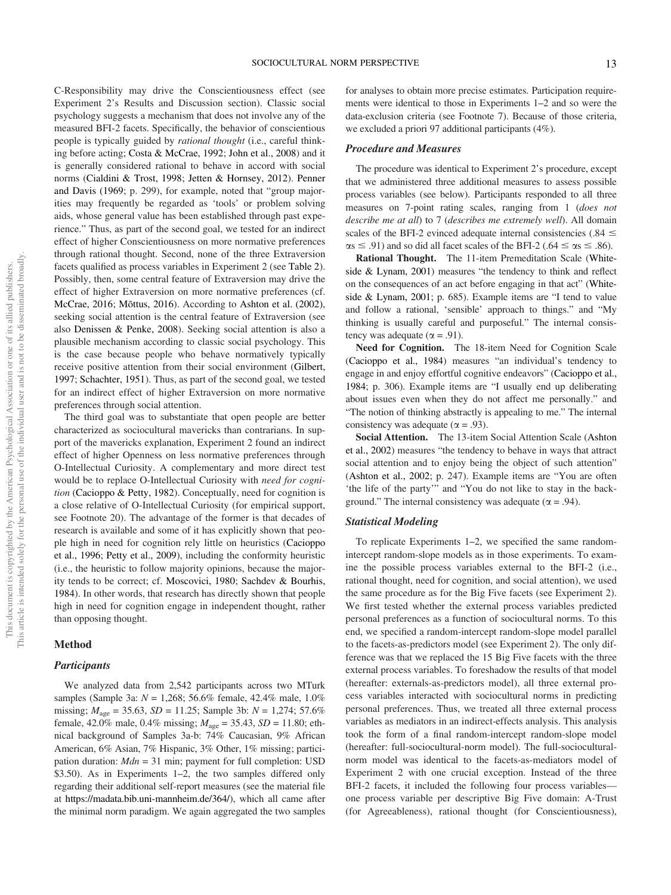C-Responsibility may drive the Conscientiousness effect (see Experiment 2's Results and Discussion section). Classic social psychology suggests a mechanism that does not involve any of the measured BFI-2 facets. Specifically, the behavior of conscientious people is typically guided by *rational thought* (i.e., careful thinking before acting; Costa & McCrae, 1992; John et al., 2008) and it is generally considered rational to behave in accord with social norms (Cialdini & Trost, 1998; Jetten & Hornsey, 2012). Penner and Davis (1969; p. 299), for example, noted that "group majorities may frequently be regarded as 'tools' or problem solving aids, whose general value has been established through past experience." Thus, as part of the second goal, we tested for an indirect effect of higher Conscientiousness on more normative preferences through rational thought. Second, none of the three Extraversion facets qualified as process variables in Experiment 2 (see Table 2). Possibly, then, some central feature of Extraversion may drive the effect of higher Extraversion on more normative preferences (cf. McCrae, 2016; Mõttus, 2016). According to Ashton et al. (2002), seeking social attention is the central feature of Extraversion (see also Denissen & Penke, 2008). Seeking social attention is also a plausible mechanism according to classic social psychology. This is the case because people who behave normatively typically receive positive attention from their social environment (Gilbert, 1997; Schachter, 1951). Thus, as part of the second goal, we tested for an indirect effect of higher Extraversion on more normative preferences through social attention.

The third goal was to substantiate that open people are better characterized as sociocultural mavericks than contrarians. In support of the mavericks explanation, Experiment 2 found an indirect effect of higher Openness on less normative preferences through O-Intellectual Curiosity. A complementary and more direct test would be to replace O-Intellectual Curiosity with *need for cognition* (Cacioppo & Petty, 1982). Conceptually, need for cognition is a close relative of O-Intellectual Curiosity (for empirical support, see Footnote 20). The advantage of the former is that decades of research is available and some of it has explicitly shown that people high in need for cognition rely little on heuristics (Cacioppo et al., 1996; Petty et al., 2009), including the conformity heuristic (i.e., the heuristic to follow majority opinions, because the majority tends to be correct; cf. Moscovici, 1980; Sachdev & Bourhis, 1984). In other words, that research has directly shown that people high in need for cognition engage in independent thought, rather than opposing thought.

## Method

### Participants

We analyzed data from 2,542 participants across two MTurk samples (Sample 3a: $N$ = 1,268; 56.6% female, 42.4% male, 1.0% missing; $M_{age}$ = 35.63, $SD$ = 11.25; Sample 3b: $N$ = 1,274; 57.6% female, 42.0% male, 0.4% missing; $M_{age}$ = 35.43, $SD$ = 11.80; ethnical background of Samples 3a-b: 74% Caucasian, 9% African American, 6% Asian, 7% Hispanic, 3% Other, 1% missing; participation duration: $Mdn$ = 31 min; payment for full completion: USD $3.50). As in Experiments 1–2, the two samples differed only regarding their additional self-report measures (see the material file at https://madata.bib.uni-mannheim.de/364/), which all came after the minimal norm paradigm. We again aggregated the two samples for analyses to obtain more precise estimates. Participation requirements were identical to those in Experiments 1–2 and so were the data-exclusion criteria (see Footnote 7). Because of those criteria, we excluded a priori 97 additional participants (4%).

### Procedure and Measures

The procedure was identical to Experiment 2's procedure, except that we administered three additional measures to assess possible process variables (see below). Participants responded to all three measures on 7-point rating scales, ranging from 1 (*does not describe me at all*) to 7 (*describes me extremely well*). All domain scales of the BFI-2 evinced adequate internal consistencies (.84 ≤ αs ≤ .91) and so did all facet scales of the BFI-2 (.64 ≤ αs ≤ .86).

**Rational Thought.** The 11-item Premeditation Scale (Whiteside & Lynam, 2001) measures "the tendency to think and reflect on the consequences of an act before engaging in that act" (Whiteside & Lynam, 2001; p. 685). Example items are "I tend to value and follow a rational, 'sensible' approach to things." and "My thinking is usually careful and purposeful." The internal consistency was adequate (α = .91).

**Need for Cognition.** The 18-item Need for Cognition Scale (Cacioppo et al., 1984) measures "an individual's tendency to engage in and enjoy effortful cognitive endeavors" (Cacioppo et al., 1984; p. 306). Example items are "I usually end up deliberating about issues even when they do not affect me personally." and "The notion of thinking abstractly is appealing to me." The internal consistency was adequate (α = .93).

**Social Attention.** The 13-item Social Attention Scale (Ashton et al., 2002) measures "the tendency to behave in ways that attract social attention and to enjoy being the object of such attention" (Ashton et al., 2002; p. 247). Example items are "You are often 'the life of the party'" and "You do not like to stay in the background." The internal consistency was adequate (α = .94).

### Statistical Modeling

To replicate Experiments 1–2, we specified the same random-intercept random-slope models as in those experiments. To examine the possible process variables external to the BFI-2 (i.e., rational thought, need for cognition, and social attention), we used the same procedure as for the Big Five facets (see Experiment 2). We first tested whether the external process variables predicted personal preferences as a function of sociocultural norms. To this end, we specified a random-intercept random-slope model parallel to the facets-as-predictors model (see Experiment 2). The only difference was that we replaced the 15 Big Five facets with the three external process variables. To foreshadow the results of that model (hereafter: externals-as-predictors model), all three external process variables interacted with sociocultural norms in predicting personal preferences. Thus, we treated all three external process variables as mediators in an indirect-effects analysis. This analysis took the form of a final random-intercept random-slope model (hereafter: full-sociocultural-norm model). The full-sociocultural-norm model was identical to the facets-as-mediators model of Experiment 2 with one crucial exception. Instead of the three BFI-2 facets, it included the following four process variables—one process variable per descriptive Big Five domain: A-Trust (for Agreeableness), rational thought (for Conscientiousness),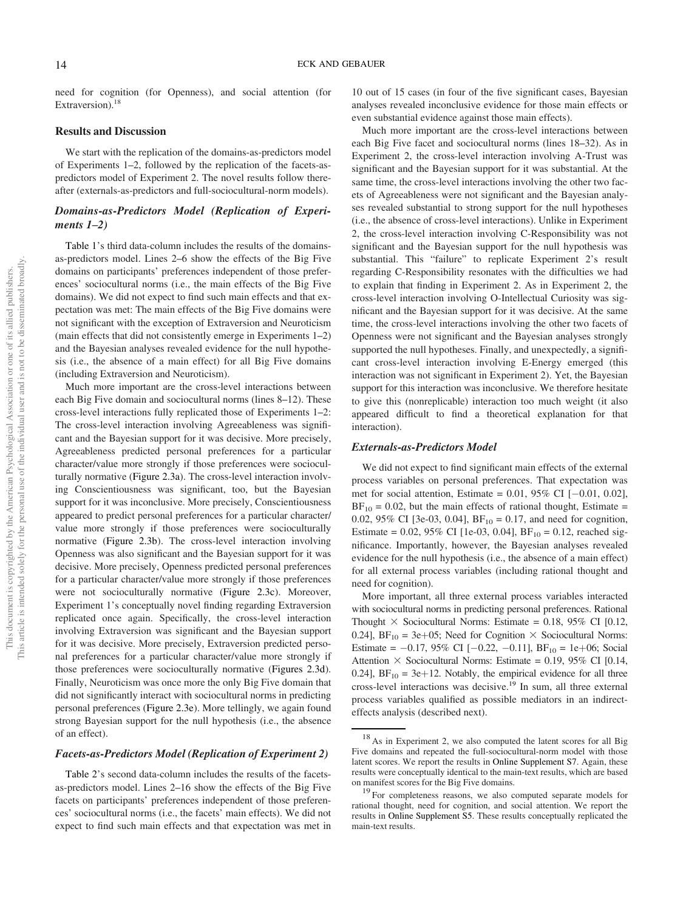need for cognition (for Openness), and social attention (for Extraversion).[18]

### Results and Discussion

We start with the replication of the domains-as-predictors model of Experiments 1–2, followed by the replication of the facets-as-predictors model of Experiment 2. The novel results follow thereafter (externals-as-predictors and full-sociocultural-norm models).

#### *Domains-as-Predictors Model (Replication of Experiments 1–2)*

Table 1's third data-column includes the results of the domains-as-predictors model. Lines 2–6 show the effects of the Big Five domains on participants' preferences independent of those preferences' sociocultural norms (i.e., the main effects of the Big Five domains). We did not expect to find such main effects and that expectation was met: The main effects of the Big Five domains were not significant with the exception of Extraversion and Neuroticism (main effects that did not consistently emerge in Experiments 1–2) and the Bayesian analyses revealed evidence for the null hypothesis (i.e., the absence of a main effect) for all Big Five domains (including Extraversion and Neuroticism).

Much more important are the cross-level interactions between each Big Five domain and sociocultural norms (lines 8–12). These cross-level interactions fully replicated those of Experiments 1–2: The cross-level interaction involving Agreeableness was significant and the Bayesian support for it was decisive. More precisely, Agreeableness predicted personal preferences for a particular character/value more strongly if those preferences were socioculturally normative (Figure 2.3a). The cross-level interaction involving Conscientiousness was significant, too, but the Bayesian support for it was inconclusive. More precisely, Conscientiousness appeared to predict personal preferences for a particular character/value more strongly if those preferences were socioculturally normative (Figure 2.3b). The cross-level interaction involving Openness was also significant and the Bayesian support for it was decisive. More precisely, Openness predicted personal preferences for a particular character/value more strongly if those preferences were not socioculturally normative (Figure 2.3c). Moreover, Experiment 1's conceptually novel finding regarding Extraversion replicated once again. Specifically, the cross-level interaction involving Extraversion was significant and the Bayesian support for it was decisive. More precisely, Extraversion predicted personal preferences for a particular character/value more strongly if those preferences were socioculturally normative (Figures 2.3d). Finally, Neuroticism was once more the only Big Five domain that did not significantly interact with sociocultural norms in predicting personal preferences (Figure 2.3e). More tellingly, we again found strong Bayesian support for the null hypothesis (i.e., the absence of an effect).

#### *Facets-as-Predictors Model (Replication of Experiment 2)*

Table 2's second data-column includes the results of the facets-as-predictors model. Lines 2–16 show the effects of the Big Five facets on participants' preferences independent of those preferences' sociocultural norms (i.e., the facets' main effects). We did not expect to find such main effects and that expectation was met in 10 out of 15 cases (in four of the five significant cases, Bayesian analyses revealed inconclusive evidence for those main effects or even substantial evidence against those main effects).

Much more important are the cross-level interactions between each Big Five facet and sociocultural norms (lines 18–32). As in Experiment 2, the cross-level interaction involving A-Trust was significant and the Bayesian support for it was substantial. At the same time, the cross-level interactions involving the other two facets of Agreeableness were not significant and the Bayesian analyses revealed substantial to strong support for the null hypotheses (i.e., the absence of cross-level interactions). Unlike in Experiment 2, the cross-level interaction involving C-Responsibility was not significant and the Bayesian support for the null hypothesis was substantial. This "failure" to replicate Experiment 2's result regarding C-Responsibility resonates with the difficulties we had to explain that finding in Experiment 2. As in Experiment 2, the cross-level interaction involving O-Intellectual Curiosity was significant and the Bayesian support for it was decisive. At the same time, the cross-level interactions involving the other two facets of Openness were not significant and the Bayesian analyses strongly supported the null hypotheses. Finally, and unexpectedly, a significant cross-level interaction involving E-Energy emerged (this interaction was not significant in Experiment 2). Yet, the Bayesian support for this interaction was inconclusive. We therefore hesitate to give this (nonreplicable) interaction too much weight (it also appeared difficult to find a theoretical explanation for that interaction).

#### *Externals-as-Predictors Model*

We did not expect to find significant main effects of the external process variables on personal preferences. That expectation was met for social attention, Estimate = 0.01, 95% CI [−0.01, 0.02], $BF_{10} = 0.02$, but the main effects of rational thought, Estimate = 0.02, 95% CI [3e-03, 0.04], $BF_{10} = 0.17$, and need for cognition, Estimate = 0.02, 95% CI [1e-03, 0.04], $BF_{10} = 0.12$, reached significance. Importantly, however, the Bayesian analyses revealed evidence for the null hypothesis (i.e., the absence of a main effect) for all external process variables (including rational thought and need for cognition).

More important, all three external process variables interacted with sociocultural norms in predicting personal preferences. Rational Thought × Sociocultural Norms: Estimate = 0.18, 95% CI [0.12, 0.24], $BF_{10}$ = 3e+05; Need for Cognition × Sociocultural Norms: Estimate = −0.17, 95% CI [−0.22, −0.11], $BF_{10}$ = 1e+06; Social Attention × Sociocultural Norms: Estimate = 0.19, 95% CI [0.14, 0.24], $BF_{10}$ = 3e+12. Notably, the empirical evidence for all three cross-level interactions was decisive.[19] In sum, all three external process variables qualified as possible mediators in an indirect-effects analysis (described next).

[18] As in Experiment 2, we also computed the latent scores for all Big Five domains and repeated the full-sociocultural-norm model with those latent scores. We report the results in Online Supplement S7. Again, these results were conceptually identical to the main-text results, which are based on manifest scores for the Big Five domains.

[19] For completeness reasons, we also computed separate models for rational thought, need for cognition, and social attention. We report the results in Online Supplement S5. These results conceptually replicated the main-text results.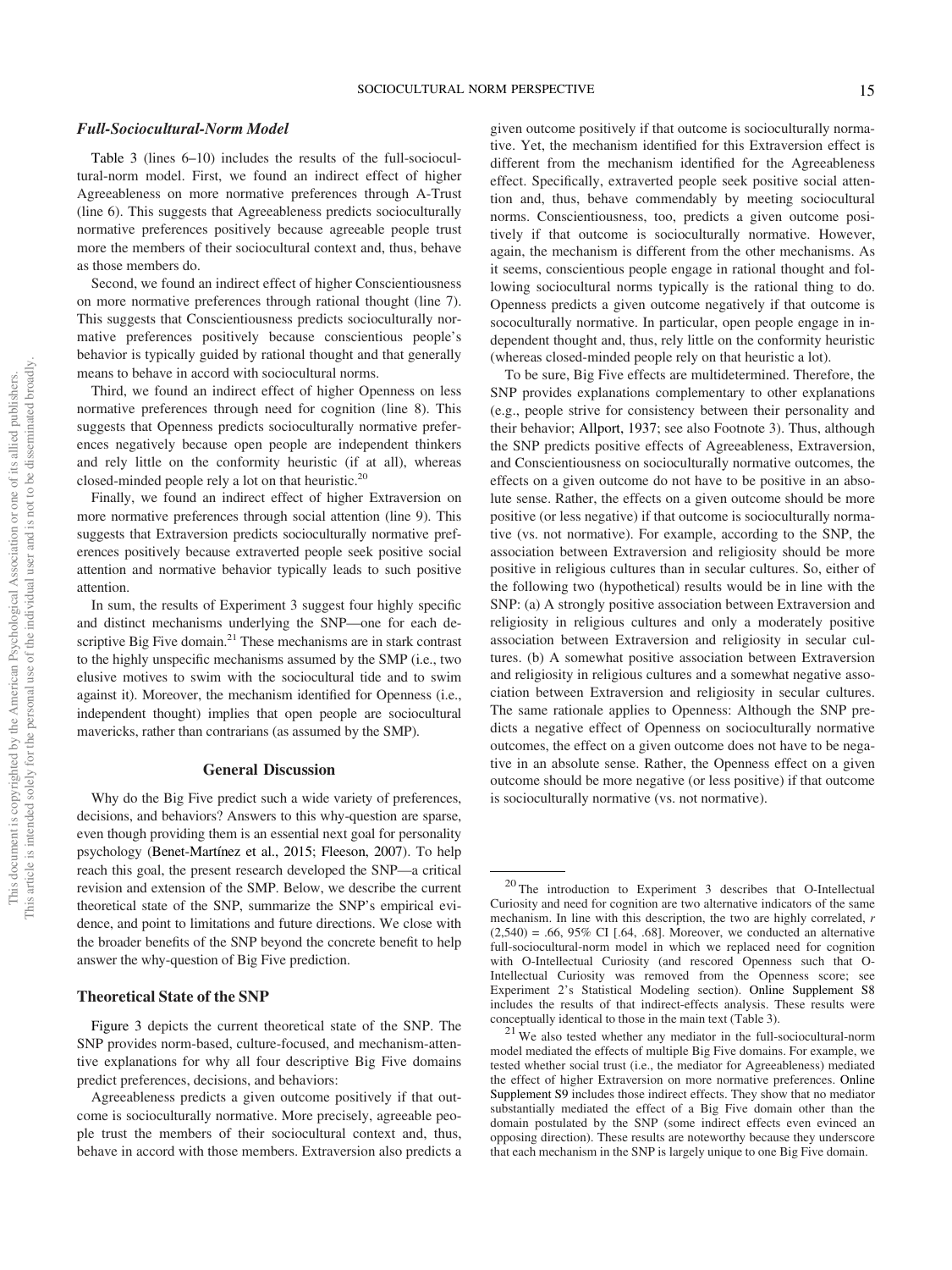### *Full-Sociocultural-Norm Model*

Table 3 (lines 6–10) includes the results of the full-sociocultural-norm model. First, we found an indirect effect of higher Agreeableness on more normative preferences through A-Trust (line 6). This suggests that Agreeableness predicts socioculturally normative preferences positively because agreeable people trust more the members of their sociocultural context and, thus, behave as those members do.

Second, we found an indirect effect of higher Conscientiousness on more normative preferences through rational thought (line 7). This suggests that Conscientiousness predicts socioculturally normative preferences positively because conscientious people's behavior is typically guided by rational thought and that generally means to behave in accord with sociocultural norms.

Third, we found an indirect effect of higher Openness on less normative preferences through need for cognition (line 8). This suggests that Openness predicts socioculturally normative preferences negatively because open people are independent thinkers and rely little on the conformity heuristic (if at all), whereas closed-minded people rely a lot on that heuristic.[20]

Finally, we found an indirect effect of higher Extraversion on more normative preferences through social attention (line 9). This suggests that Extraversion predicts socioculturally normative preferences positively because extraverted people seek positive social attention and normative behavior typically leads to such positive attention.

In sum, the results of Experiment 3 suggest four highly specific and distinct mechanisms underlying the SNP—one for each descriptive Big Five domain.[21] These mechanisms are in stark contrast to the highly unspecific mechanisms assumed by the SMP (i.e., two elusive motives to swim with the sociocultural tide and to swim against it). Moreover, the mechanism identified for Openness (i.e., independent thought) implies that open people are sociocultural mavericks, rather than contrarians (as assumed by the SMP).

## General Discussion

Why do the Big Five predict such a wide variety of preferences, decisions, and behaviors? Answers to this why-question are sparse, even though providing them is an essential next goal for personality psychology (Benet-Martínez et al., 2015; Fleeson, 2007). To help reach this goal, the present research developed the SNP—a critical revision and extension of the SMP. Below, we describe the current theoretical state of the SNP, summarize the SNP's empirical evidence, and point to limitations and future directions. We close with the broader benefits of the SNP beyond the concrete benefit to help answer the why-question of Big Five prediction.

### Theoretical State of the SNP

Figure 3 depicts the current theoretical state of the SNP. The SNP provides norm-based, culture-focused, and mechanism-attentive explanations for why all four descriptive Big Five domains predict preferences, decisions, and behaviors:

Agreeableness predicts a given outcome positively if that outcome is socioculturally normative. More precisely, agreeable people trust the members of their sociocultural context and, thus, behave in accord with those members. Extraversion also predicts a given outcome positively if that outcome is socioculturally normative. Yet, the mechanism identified for this Extraversion effect is different from the mechanism identified for the Agreeableness effect. Specifically, extraverted people seek positive social attention and, thus, behave commendably by meeting sociocultural norms. Conscientiousness, too, predicts a given outcome positively if that outcome is socioculturally normative. However, again, the mechanism is different from the other mechanisms. As it seems, conscientious people engage in rational thought and following sociocultural norms typically is the rational thing to do. Openness predicts a given outcome negatively if that outcome is sococulturally normative. In particular, open people engage in independent thought and, thus, rely little on the conformity heuristic (whereas closed-minded people rely on that heuristic a lot).

To be sure, Big Five effects are multidetermined. Therefore, the SNP provides explanations complementary to other explanations (e.g., people strive for consistency between their personality and their behavior; Allport, 1937; see also Footnote 3). Thus, although the SNP predicts positive effects of Agreeableness, Extraversion, and Conscientiousness on socioculturally normative outcomes, the effects on a given outcome do not have to be positive in an absolute sense. Rather, the effects on a given outcome should be more positive (or less negative) if that outcome is socioculturally normative (vs. not normative). For example, according to the SNP, the association between Extraversion and religiosity should be more positive in religious cultures than in secular cultures. So, either of the following two (hypothetical) results would be in line with the SNP: (a) A strongly positive association between Extraversion and religiosity in religious cultures and only a moderately positive association between Extraversion and religiosity in secular cultures. (b) A somewhat positive association between Extraversion and religiosity in religious cultures and a somewhat negative association between Extraversion and religiosity in secular cultures. The same rationale applies to Openness: Although the SNP predicts a negative effect of Openness on socioculturally normative outcomes, the effect on a given outcome does not have to be negative in an absolute sense. Rather, the Openness effect on a given outcome should be more negative (or less positive) if that outcome is socioculturally normative (vs. not normative).

---

[20] The introduction to Experiment 3 describes that O-Intellectual Curiosity and need for cognition are two alternative indicators of the same mechanism. In line with this description, the two are highly correlated, $r$ (2,540) = .66, 95% CI [.64, .68]. Moreover, we conducted an alternative full-sociocultural-norm model in which we replaced need for cognition with O-Intellectual Curiosity (and rescored Openness such that O-Intellectual Curiosity was removed from the Openness score; see Experiment 2's Statistical Modeling section). Online Supplement S8 includes the results of that indirect-effects analysis. These results were conceptually identical to those in the main text (Table 3).

[21] We also tested whether any mediator in the full-sociocultural-norm model mediated the effects of multiple Big Five domains. For example, we tested whether social trust (i.e., the mediator for Agreeableness) mediated the effect of higher Extraversion on more normative preferences. Online Supplement S9 includes those indirect effects. They show that no mediator substantially mediated the effect of a Big Five domain other than the domain postulated by the SNP (some indirect effects even evinced an opposing direction). These results are noteworthy because they underscore that each mechanism in the SNP is largely unique to one Big Five domain.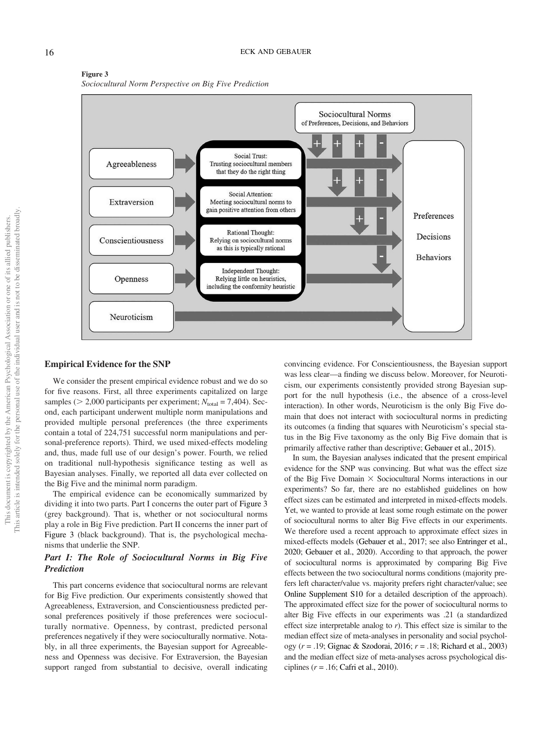**Figure 3**

*Sociocultural Norm Perspective on Big Five Prediction*

## Empirical Evidence for the SNP

We consider the present empirical evidence robust and we do so for five reasons. First, all three experiments capitalized on large samples (> 2,000 participants per experiment; $N_{total} = 7,404$). Second, each participant underwent multiple norm manipulations and provided multiple personal preferences (the three experiments contain a total of 224,751 successful norm manipulations and personal-preference reports). Third, we used mixed-effects modeling and, thus, made full use of our design's power. Fourth, we relied on traditional null-hypothesis significance testing as well as Bayesian analyses. Finally, we reported all data ever collected on the Big Five and the minimal norm paradigm.

The empirical evidence can be economically summarized by dividing it into two parts. Part I concerns the outer part of Figure 3 (grey background). That is, whether or not sociocultural norms play a role in Big Five prediction. Part II concerns the inner part of Figure 3 (black background). That is, the psychological mechanisms that underlie the SNP.

### *Part I: The Role of Sociocultural Norms in Big Five Prediction*

This part concerns evidence that sociocultural norms are relevant for Big Five prediction. Our experiments consistently showed that Agreeableness, Extraversion, and Conscientiousness predicted personal preferences positively if those preferences were socioculturally normative. Openness, by contrast, predicted personal preferences negatively if they were socioculturally normative. Notably, in all three experiments, the Bayesian support for Agreeableness and Openness was decisive. For Extraversion, the Bayesian support ranged from substantial to decisive, overall indicating convincing evidence. For Conscientiousness, the Bayesian support was less clear—a finding we discuss below. Moreover, for Neuroticism, our experiments consistently provided strong Bayesian support for the null hypothesis (i.e., the absence of a cross-level interaction). In other words, Neuroticism is the only Big Five domain that does not interact with sociocultural norms in predicting its outcomes (a finding that squares with Neuroticism's special status in the Big Five taxonomy as the only Big Five domain that is primarily affective rather than descriptive; Gebauer et al., 2015).

In sum, the Bayesian analyses indicated that the present empirical evidence for the SNP was convincing. But what was the effect size of the Big Five Domain × Sociocultural Norms interactions in our experiments? So far, there are no established guidelines on how effect sizes can be estimated and interpreted in mixed-effects models. Yet, we wanted to provide at least some rough estimate on the power of sociocultural norms to alter Big Five effects in our experiments. We therefore used a recent approach to approximate effect sizes in mixed-effects models (Gebauer et al., 2017; see also Entringer et al., 2020; Gebauer et al., 2020). According to that approach, the power of sociocultural norms is approximated by comparing Big Five effects between the two sociocultural norms conditions (majority prefers left character/value vs. majority prefers right character/value; see Online Supplement S10 for a detailed description of the approach). The approximated effect size for the power of sociocultural norms to alter Big Five effects in our experiments was .21 (a standardized effect size interpretable analog to $r$). This effect size is similar to the median effect size of meta-analyses in personality and social psychology ($r = .19$; Gignac & Szodorai, 2016; $r = .18$; Richard et al., 2003) and the median effect size of meta-analyses across psychological disciplines ($r = .16$; Cafri et al., 2010).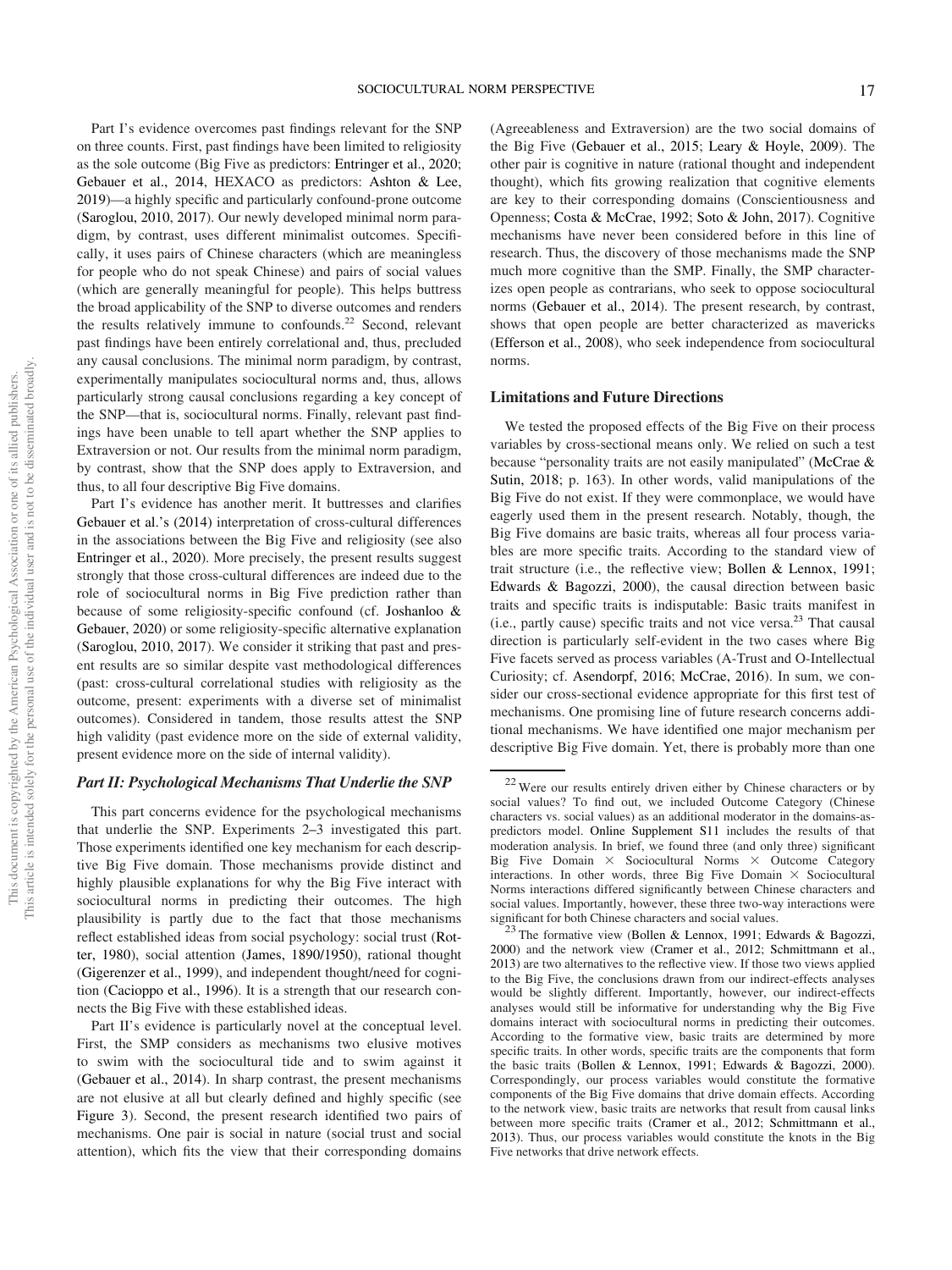Part I's evidence overcomes past findings relevant for the SNP on three counts. First, past findings have been limited to religiosity as the sole outcome (Big Five as predictors: Entringer et al., 2020; Gebauer et al., 2014, HEXACO as predictors: Ashton & Lee, 2019)—a highly specific and particularly confound-prone outcome (Saroglou, 2010, 2017). Our newly developed minimal norm paradigm, by contrast, uses different minimalist outcomes. Specifically, it uses pairs of Chinese characters (which are meaningless for people who do not speak Chinese) and pairs of social values (which are generally meaningful for people). This helps buttress the broad applicability of the SNP to diverse outcomes and renders the results relatively immune to confounds.[22] Second, relevant past findings have been entirely correlational and, thus, precluded any causal conclusions. The minimal norm paradigm, by contrast, experimentally manipulates sociocultural norms and, thus, allows particularly strong causal conclusions regarding a key concept of the SNP—that is, sociocultural norms. Finally, relevant past findings have been unable to tell apart whether the SNP applies to Extraversion or not. Our results from the minimal norm paradigm, by contrast, show that the SNP does apply to Extraversion, and thus, to all four descriptive Big Five domains.

Part I's evidence has another merit. It buttresses and clarifies Gebauer et al.'s (2014) interpretation of cross-cultural differences in the associations between the Big Five and religiosity (see also Entringer et al., 2020). More precisely, the present results suggest strongly that those cross-cultural differences are indeed due to the role of sociocultural norms in Big Five prediction rather than because of some religiosity-specific confound (cf. Joshanloo & Gebauer, 2020) or some religiosity-specific alternative explanation (Saroglou, 2010, 2017). We consider it striking that past and present results are so similar despite vast methodological differences (past: cross-cultural correlational studies with religiosity as the outcome, present: experiments with a diverse set of minimalist outcomes). Considered in tandem, those results attest the SNP high validity (past evidence more on the side of external validity, present evidence more on the side of internal validity).

### Part II: Psychological Mechanisms That Underlie the SNP

This part concerns evidence for the psychological mechanisms that underlie the SNP. Experiments 2–3 investigated this part. Those experiments identified one key mechanism for each descriptive Big Five domain. Those mechanisms provide distinct and highly plausible explanations for why the Big Five interact with sociocultural norms in predicting their outcomes. The high plausibility is partly due to the fact that those mechanisms reflect established ideas from social psychology: social trust (Rotter, 1980), social attention (James, 1890/1950), rational thought (Gigerenzer et al., 1999), and independent thought/need for cognition (Cacioppo et al., 1996). It is a strength that our research connects the Big Five with these established ideas.

Part II's evidence is particularly novel at the conceptual level. First, the SMP considers as mechanisms two elusive motives to swim with the sociocultural tide and to swim against it (Gebauer et al., 2014). In sharp contrast, the present mechanisms are not elusive at all but clearly defined and highly specific (see Figure 3). Second, the present research identified two pairs of mechanisms. One pair is social in nature (social trust and social attention), which fits the view that their corresponding domains (Agreeableness and Extraversion) are the two social domains of the Big Five (Gebauer et al., 2015; Leary & Hoyle, 2009). The other pair is cognitive in nature (rational thought and independent thought), which fits growing realization that cognitive elements are key to their corresponding domains (Conscientiousness and Openness; Costa & McCrae, 1992; Soto & John, 2017). Cognitive mechanisms have never been considered before in this line of research. Thus, the discovery of those mechanisms made the SNP much more cognitive than the SMP. Finally, the SMP characterizes open people as contrarians, who seek to oppose sociocultural norms (Gebauer et al., 2014). The present research, by contrast, shows that open people are better characterized as mavericks (Efferson et al., 2008), who seek independence from sociocultural norms.

## Limitations and Future Directions

We tested the proposed effects of the Big Five on their process variables by cross-sectional means only. We relied on such a test because "personality traits are not easily manipulated" (McCrae & Sutin, 2018; p. 163). In other words, valid manipulations of the Big Five do not exist. If they were commonplace, we would have eagerly used them in the present research. Notably, though, the Big Five domains are basic traits, whereas all four process variables are more specific traits. According to the standard view of trait structure (i.e., the reflective view; Bollen & Lennox, 1991; Edwards & Bagozzi, 2000), the causal direction between basic traits and specific traits is indisputable: Basic traits manifest in (i.e., partly cause) specific traits and not vice versa.[23] That causal direction is particularly self-evident in the two cases where Big Five facets served as process variables (A-Trust and O-Intellectual Curiosity; cf. Asendorpf, 2016; McCrae, 2016). In sum, we consider our cross-sectional evidence appropriate for this first test of mechanisms. One promising line of future research concerns additional mechanisms. We have identified one major mechanism per descriptive Big Five domain. Yet, there is probably more than one

[22] Were our results entirely driven either by Chinese characters or by social values? To find out, we included Outcome Category (Chinese characters vs. social values) as an additional moderator in the domains-as-predictors model. Online Supplement S11 includes the results of that moderation analysis. In brief, we found three (and only three) significant Big Five Domain × Sociocultural Norms × Outcome Category interactions. In other words, three Big Five Domain × Sociocultural Norms interactions differed significantly between Chinese characters and social values. Importantly, however, these three two-way interactions were significant for both Chinese characters and social values.

[23] The formative view (Bollen & Lennox, 1991; Edwards & Bagozzi, 2000) and the network view (Cramer et al., 2012; Schmittmann et al., 2013) are two alternatives to the reflective view. If those two views applied to the Big Five, the conclusions drawn from our indirect-effects analyses would be slightly different. Importantly, however, our indirect-effects analyses would still be informative for understanding why the Big Five domains interact with sociocultural norms in predicting their outcomes. According to the formative view, basic traits are determined by more specific traits. In other words, specific traits are the components that form the basic traits (Bollen & Lennox, 1991; Edwards & Bagozzi, 2000). Correspondingly, our process variables would constitute the formative components of the Big Five domains that drive domain effects. According to the network view, basic traits are networks that result from causal links between more specific traits (Cramer et al., 2012; Schmittmann et al., 2013). Thus, our process variables would constitute the knots in the Big Five networks that drive network effects.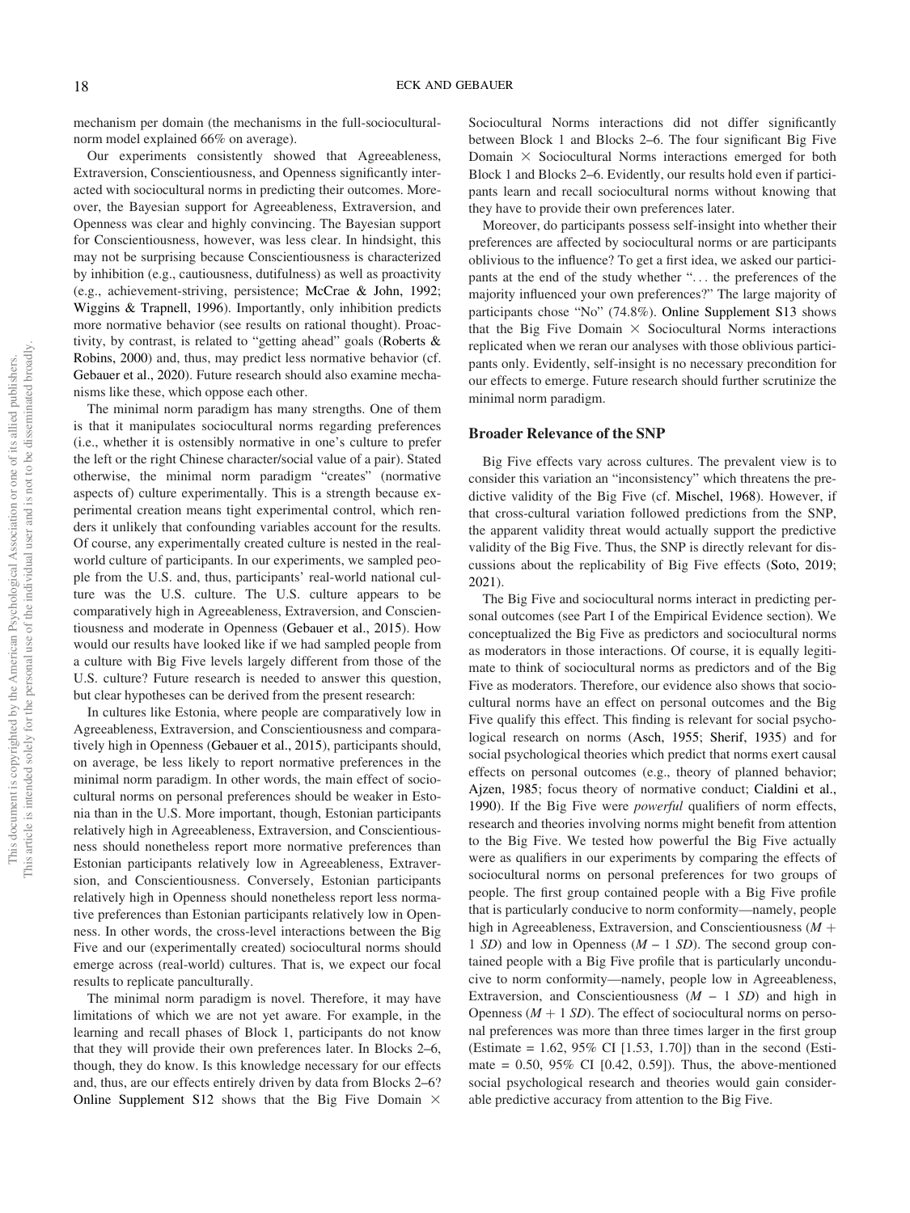mechanism per domain (the mechanisms in the full-sociocultural-norm model explained 66% on average).

Our experiments consistently showed that Agreeableness, Extraversion, Conscientiousness, and Openness significantly interacted with sociocultural norms in predicting their outcomes. Moreover, the Bayesian support for Agreeableness, Extraversion, and Openness was clear and highly convincing. The Bayesian support for Conscientiousness, however, was less clear. In hindsight, this may not be surprising because Conscientiousness is characterized by inhibition (e.g., cautiousness, dutifulness) as well as proactivity (e.g., achievement-striving, persistence; McCrae & John, 1992; Wiggins & Trapnell, 1996). Importantly, only inhibition predicts more normative behavior (see results on rational thought). Proactivity, by contrast, is related to "getting ahead" goals (Roberts & Robins, 2000) and, thus, may predict less normative behavior (cf. Gebauer et al., 2020). Future research should also examine mechanisms like these, which oppose each other.

The minimal norm paradigm has many strengths. One of them is that it manipulates sociocultural norms regarding preferences (i.e., whether it is ostensibly normative in one's culture to prefer the left or the right Chinese character/social value of a pair). Stated otherwise, the minimal norm paradigm "creates" (normative aspects of) culture experimentally. This is a strength because experimental creation means tight experimental control, which renders it unlikely that confounding variables account for the results. Of course, any experimentally created culture is nested in the real-world culture of participants. In our experiments, we sampled people from the U.S. and, thus, participants' real-world national culture was the U.S. culture. The U.S. culture appears to be comparatively high in Agreeableness, Extraversion, and Conscientiousness and moderate in Openness (Gebauer et al., 2015). How would our results have looked like if we had sampled people from a culture with Big Five levels largely different from those of the U.S. culture? Future research is needed to answer this question, but clear hypotheses can be derived from the present research:

In cultures like Estonia, where people are comparatively low in Agreeableness, Extraversion, and Conscientiousness and comparatively high in Openness (Gebauer et al., 2015), participants should, on average, be less likely to report normative preferences in the minimal norm paradigm. In other words, the main effect of sociocultural norms on personal preferences should be weaker in Estonia than in the U.S. More important, though, Estonian participants relatively high in Agreeableness, Extraversion, and Conscientiousness should nonetheless report more normative preferences than Estonian participants relatively low in Agreeableness, Extraversion, and Conscientiousness. Conversely, Estonian participants relatively high in Openness should nonetheless report less normative preferences than Estonian participants relatively low in Openness. In other words, the cross-level interactions between the Big Five and our (experimentally created) sociocultural norms should emerge across (real-world) cultures. That is, we expect our focal results to replicate panculturally.

The minimal norm paradigm is novel. Therefore, it may have limitations of which we are not yet aware. For example, in the learning and recall phases of Block 1, participants do not know that they will provide their own preferences later. In Blocks 2–6, though, they do know. Is this knowledge necessary for our effects and, thus, are our effects entirely driven by data from Blocks 2–6? Online Supplement S12 shows that the Big Five Domain × Sociocultural Norms interactions did not differ significantly between Block 1 and Blocks 2–6. The four significant Big Five Domain × Sociocultural Norms interactions emerged for both Block 1 and Blocks 2–6. Evidently, our results hold even if participants learn and recall sociocultural norms without knowing that they have to provide their own preferences later.

Moreover, do participants possess self-insight into whether their preferences are affected by sociocultural norms or are participants oblivious to the influence? To get a first idea, we asked our participants at the end of the study whether "... the preferences of the majority influenced your own preferences?" The large majority of participants chose "No" (74.8%). Online Supplement S13 shows that the Big Five Domain × Sociocultural Norms interactions replicated when we reran our analyses with those oblivious participants only. Evidently, self-insight is no necessary precondition for our effects to emerge. Future research should further scrutinize the minimal norm paradigm.

## Broader Relevance of the SNP

Big Five effects vary across cultures. The prevalent view is to consider this variation an "inconsistency" which threatens the predictive validity of the Big Five (cf. Mischel, 1968). However, if that cross-cultural variation followed predictions from the SNP, the apparent validity threat would actually support the predictive validity of the Big Five. Thus, the SNP is directly relevant for discussions about the replicability of Big Five effects (Soto, 2019; 2021).

The Big Five and sociocultural norms interact in predicting personal outcomes (see Part I of the Empirical Evidence section). We conceptualized the Big Five as predictors and sociocultural norms as moderators in those interactions. Of course, it is equally legitimate to think of sociocultural norms as predictors and of the Big Five as moderators. Therefore, our evidence also shows that sociocultural norms have an effect on personal outcomes and the Big Five qualify this effect. This finding is relevant for social psychological research on norms (Asch, 1955; Sherif, 1935) and for social psychological theories which predict that norms exert causal effects on personal outcomes (e.g., theory of planned behavior; Ajzen, 1985; focus theory of normative conduct; Cialdini et al., 1990). If the Big Five were *powerful* qualifiers of norm effects, research and theories involving norms might benefit from attention to the Big Five. We tested how powerful the Big Five actually were as qualifiers in our experiments by comparing the effects of sociocultural norms on personal preferences for two groups of people. The first group contained people with a Big Five profile that is particularly conducive to norm conformity—namely, people high in Agreeableness, Extraversion, and Conscientiousness ($M$ + 1 $SD$) and low in Openness ($M$ − 1 $SD$). The second group contained people with a Big Five profile that is particularly unconducive to norm conformity—namely, people low in Agreeableness, Extraversion, and Conscientiousness ($M$ − 1 $SD$) and high in Openness ($M$ + 1 $SD$). The effect of sociocultural norms on personal preferences was more than three times larger in the first group (Estimate = 1.62, 95% CI [1.53, 1.70]) than in the second (Estimate = 0.50, 95% CI [0.42, 0.59]). Thus, the above-mentioned social psychological research and theories would gain considerable predictive accuracy from attention to the Big Five.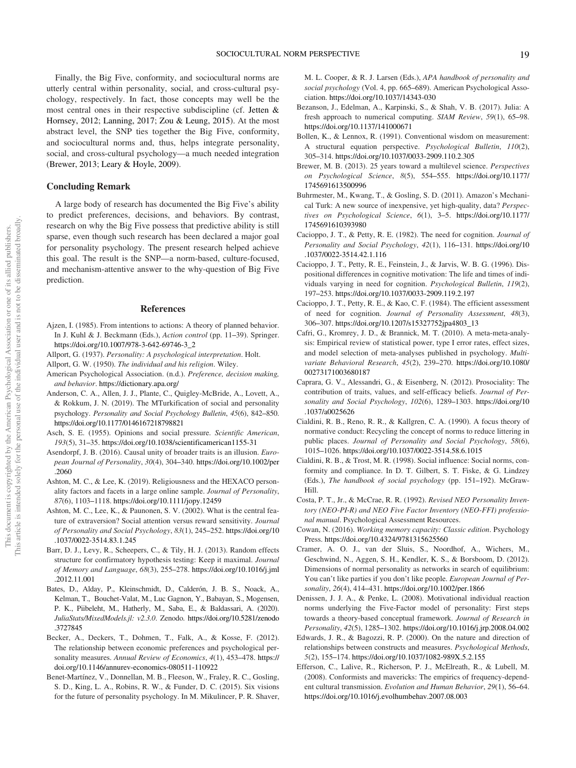Finally, the Big Five, conformity, and sociocultural norms are utterly central within personality, social, and cross-cultural psychology, respectively. In fact, those concepts may well be the most central ones in their respective subdiscipline (cf. Jetten & Hornsey, 2012; Lanning, 2017; Zou & Leung, 2015). At the most abstract level, the SNP ties together the Big Five, conformity, and sociocultural norms and, thus, helps integrate personality, social, and cross-cultural psychology—a much needed integration (Brewer, 2013; Leary & Hoyle, 2009).

## Concluding Remark

A large body of research has documented the Big Five's ability to predict preferences, decisions, and behaviors. By contrast, research on why the Big Five possess that predictive ability is still sparse, even though such research has been declared a major goal for personality psychology. The present research helped achieve this goal. The result is the SNP—a norm-based, culture-focused, and mechanism-attentive answer to the why-question of Big Five prediction.

## References

Ajzen, I. (1985). From intentions to actions: A theory of planned behavior. In J. Kuhl & J. Beckmann (Eds.), *Action control* (pp. 11–39). Springer. https://doi.org/10.1007/978-3-642-69746-3_2

Allport, G. (1937). *Personality: A psychological interpretation*. Holt.

Allport, G. W. (1950). *The individual and his religion*. Wiley.

American Psychological Association. (n.d.). *Preference, decision making, and behavior*. https://dictionary.apa.org/

Anderson, C. A., Allen, J. J., Plante, C., Quigley-McBride, A., Lovett, A., & Rokkum, J. N. (2019). The MTurkification of social and personality psychology. *Personality and Social Psychology Bulletin*, *45*(6), 842–850. https://doi.org/10.1177/0146167218798821

Asch, S. E. (1955). Opinions and social pressure. *Scientific American*, *193*(5), 31–35. https://doi.org/10.1038/scientificamerican1155-31

Asendorpf, J. B. (2016). Causal unity of broader traits is an illusion. *European Journal of Personality*, *30*(4), 304–340. https://doi.org/10.1002/per.2060

Ashton, M. C., & Lee, K. (2019). Religiousness and the HEXACO personality factors and facets in a large online sample. *Journal of Personality*, *87*(6), 1103–1118. https://doi.org/10.1111/jopy.12459

Ashton, M. C., Lee, K., & Paunonen, S. V. (2002). What is the central feature of extraversion? Social attention versus reward sensitivity. *Journal of Personality and Social Psychology*, *83*(1), 245–252. https://doi.org/10.1037/0022-3514.83.1.245

Barr, D. J., Levy, R., Scheepers, C., & Tily, H. J. (2013). Random effects structure for confirmatory hypothesis testing: Keep it maximal. *Journal of Memory and Language*, *68*(3), 255–278. https://doi.org/10.1016/j.jml.2012.11.001

Bates, D., Alday, P., Kleinschmidt, D., Calderón, J. B. S., Noack, A., Kelman, T., Bouchet-Valat, M., Luc Gagnon, Y., Babayan, S., Mogensen, P. K., Piibeleht, M., Hatherly, M., Saba, E., & Baldassari, A. (2020). *JuliaStats/MixedModels.jl: v2.3.0*. Zenodo. https://doi.org/10.5281/zenodo.3727845

Becker, A., Deckers, T., Dohmen, T., Falk, A., & Kosse, F. (2012). The relationship between economic preferences and psychological personality measures. *Annual Review of Economics*, *4*(1), 453–478. https://doi.org/10.1146/annurev-economics-080511-110922

Benet-Martínez, V., Donnellan, M. B., Fleeson, W., Fraley, R. C., Gosling, S. D., King, L. A., Robins, R. W., & Funder, D. C. (2015). Six visions for the future of personality psychology. In M. Mikulincer, P. R. Shaver, M. L. Cooper, & R. J. Larsen (Eds.), *APA handbook of personality and social psychology* (Vol. 4, pp. 665–689). American Psychological Association. https://doi.org/10.1037/14343-030

Bezanson, J., Edelman, A., Karpinski, S., & Shah, V. B. (2017). Julia: A fresh approach to numerical computing. *SIAM Review*, *59*(1), 65–98. https://doi.org/10.1137/141000671

Bollen, K., & Lennox, R. (1991). Conventional wisdom on measurement: A structural equation perspective. *Psychological Bulletin*, *110*(2), 305–314. https://doi.org/10.1037/0033-2909.110.2.305

Brewer, M. B. (2013). 25 years toward a multilevel science. *Perspectives on Psychological Science*, *8*(5), 554–555. https://doi.org/10.1177/1745691613500996

Buhrmester, M., Kwang, T., & Gosling, S. D. (2011). Amazon's Mechanical Turk: A new source of inexpensive, yet high-quality, data? *Perspectives on Psychological Science*, *6*(1), 3–5. https://doi.org/10.1177/1745691610393980

Cacioppo, J. T., & Petty, R. E. (1982). The need for cognition. *Journal of Personality and Social Psychology*, *42*(1), 116–131. https://doi.org/10.1037/0022-3514.42.1.116

Cacioppo, J. T., Petty, R. E., Feinstein, J., & Jarvis, W. B. G. (1996). Dispositional differences in cognitive motivation: The life and times of individuals varying in need for cognition. *Psychological Bulletin*, *119*(2), 197–253. https://doi.org/10.1037/0033-2909.119.2.197

Cacioppo, J. T., Petty, R. E., & Kao, C. F. (1984). The efficient assessment of need for cognition. *Journal of Personality Assessment*, *48*(3), 306–307. https://doi.org/10.1207/s15327752jpa4803_13

Cafri, G., Kromrey, J. D., & Brannick, M. T. (2010). A meta-meta-analysis: Empirical review of statistical power, type I error rates, effect sizes, and model selection of meta-analyses published in psychology. *Multivariate Behavioral Research*, *45*(2), 239–270. https://doi.org/10.1080/00273171003680187

Caprara, G. V., Alessandri, G., & Eisenberg, N. (2012). Prosociality: The contribution of traits, values, and self-efficacy beliefs. *Journal of Personality and Social Psychology*, *102*(6), 1289–1303. https://doi.org/10.1037/a0025626

Cialdini, R. B., Reno, R. R., & Kallgren, C. A. (1990). A focus theory of normative conduct: Recycling the concept of norms to reduce littering in public places. *Journal of Personality and Social Psychology*, *58*(6), 1015–1026. https://doi.org/10.1037/0022-3514.58.6.1015

Cialdini, R. B., & Trost, M. R. (1998). Social influence: Social norms, conformity and compliance. In D. T. Gilbert, S. T. Fiske, & G. Lindzey (Eds.), *The handbook of social psychology* (pp. 151–192). McGraw-Hill.

Costa, P. T., Jr., & McCrae, R. R. (1992). *Revised NEO Personality Inventory (NEO-PI-R) and NEO Five Factor Inventory (NEO-FFI) professional manual*. Psychological Assessment Resources.

Cowan, N. (2016). *Working memory capacity: Classic edition*. Psychology Press. https://doi.org/10.4324/9781315625560

Cramer, A. O. J., van der Sluis, S., Noordhof, A., Wichers, M., Geschwind, N., Aggen, S. H., Kendler, K. S., & Borsboom, D. (2012). Dimensions of normal personality as networks in search of equilibrium: You can't like parties if you don't like people. *European Journal of Personality*, *26*(4), 414–431. https://doi.org/10.1002/per.1866

Denissen, J. J. A., & Penke, L. (2008). Motivational individual reaction norms underlying the Five-Factor model of personality: First steps towards a theory-based conceptual framework. *Journal of Research in Personality*, *42*(5), 1285–1302. https://doi.org/10.1016/j.jrp.2008.04.002

Edwards, J. R., & Bagozzi, R. P. (2000). On the nature and direction of relationships between constructs and measures. *Psychological Methods*, *5*(2), 155–174. https://doi.org/10.1037/1082-989X.5.2.155

Efferson, C., Lalive, R., Richerson, P. J., McElreath, R., & Lubell, M. (2008). Conformists and mavericks: The empirics of frequency-dependent cultural transmission. *Evolution and Human Behavior*, *29*(1), 56–64. https://doi.org/10.1016/j.evolhumbehav.2007.08.003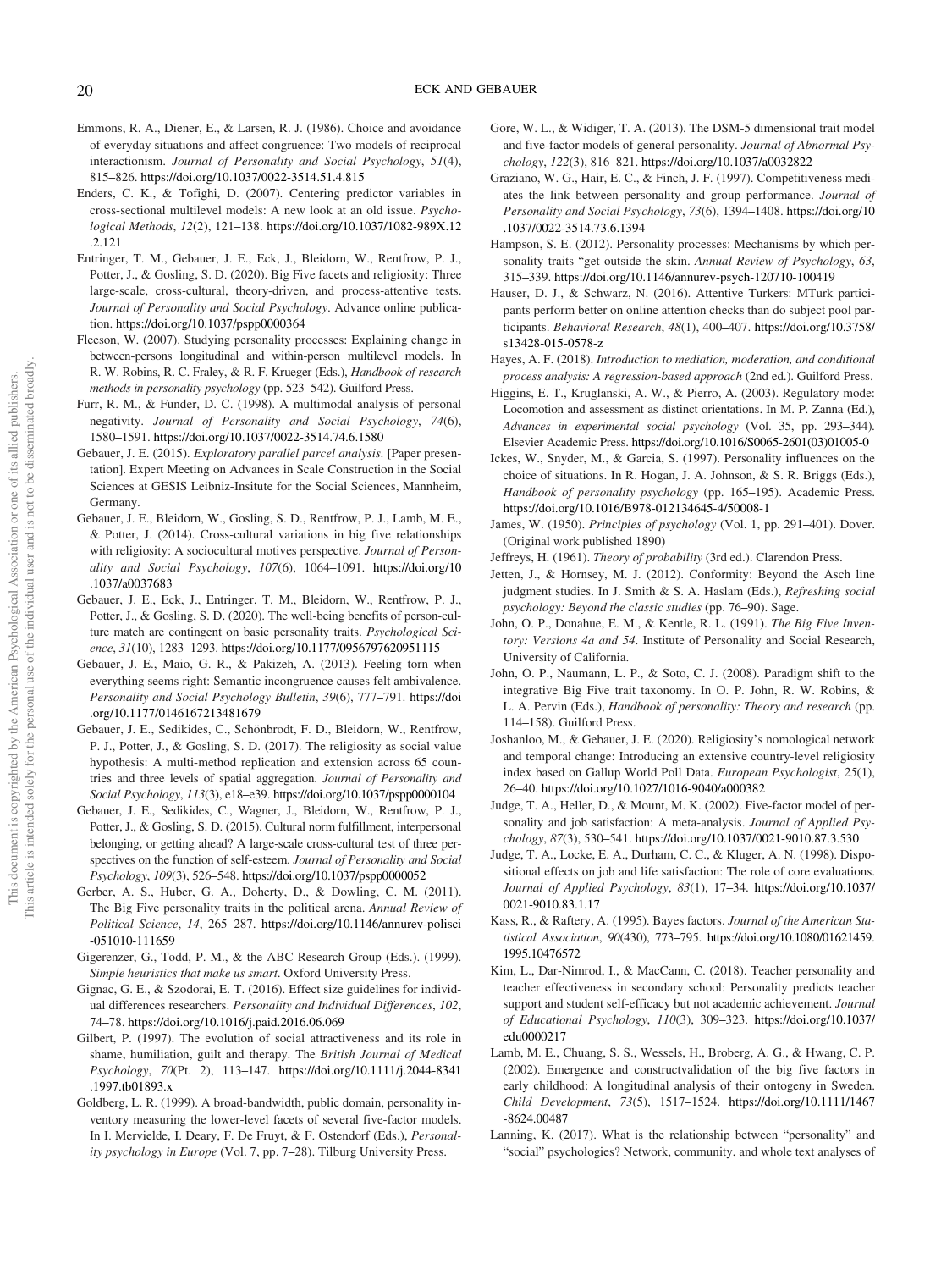Emmons, R. A., Diener, E., & Larsen, R. J. (1986). Choice and avoidance of everyday situations and affect congruence: Two models of reciprocal interactionism. *Journal of Personality and Social Psychology*, *51*(4), 815–826. https://doi.org/10.1037/0022-3514.51.4.815

Enders, C. K., & Tofighi, D. (2007). Centering predictor variables in cross-sectional multilevel models: A new look at an old issue. *Psychological Methods*, *12*(2), 121–138. https://doi.org/10.1037/1082-989X.12.2.121

Entringer, T. M., Gebauer, J. E., Eck, J., Bleidorn, W., Rentfrow, P. J., Potter, J., & Gosling, S. D. (2020). Big Five facets and religiosity: Three large-scale, cross-cultural, theory-driven, and process-attentive tests. *Journal of Personality and Social Psychology*. Advance online publication. https://doi.org/10.1037/pspp0000364

Fleeson, W. (2007). Studying personality processes: Explaining change in between-persons longitudinal and within-person multilevel models. In R. W. Robins, R. C. Fraley, & R. F. Krueger (Eds.), *Handbook of research methods in personality psychology* (pp. 523–542). Guilford Press.

Furr, R. M., & Funder, D. C. (1998). A multimodal analysis of personal negativity. *Journal of Personality and Social Psychology*, *74*(6), 1580–1591. https://doi.org/10.1037/0022-3514.74.6.1580

Gebauer, J. E. (2015). *Exploratory parallel parcel analysis*. [Paper presentation]. Expert Meeting on Advances in Scale Construction in the Social Sciences at GESIS Leibniz-Insitute for the Social Sciences, Mannheim, Germany.

Gebauer, J. E., Bleidorn, W., Gosling, S. D., Rentfrow, P. J., Lamb, M. E., & Potter, J. (2014). Cross-cultural variations in big five relationships with religiosity: A sociocultural motives perspective. *Journal of Personality and Social Psychology*, *107*(6), 1064–1091. https://doi.org/10.1037/a0037683

Gebauer, J. E., Eck, J., Entringer, T. M., Bleidorn, W., Rentfrow, P. J., Potter, J., & Gosling, S. D. (2020). The well-being benefits of person-culture match are contingent on basic personality traits. *Psychological Science*, *31*(10), 1283–1293. https://doi.org/10.1177/0956797620951115

Gebauer, J. E., Maio, G. R., & Pakizeh, A. (2013). Feeling torn when everything seems right: Semantic incongruence causes felt ambivalence. *Personality and Social Psychology Bulletin*, *39*(6), 777–791. https://doi.org/10.1177/0146167213481679

Gebauer, J. E., Sedikides, C., Schönbrodt, F. D., Bleidorn, W., Rentfrow, P. J., Potter, J., & Gosling, S. D. (2017). The religiosity as social value hypothesis: A multi-method replication and extension across 65 countries and three levels of spatial aggregation. *Journal of Personality and Social Psychology*, *113*(3), e18–e39. https://doi.org/10.1037/pspp0000104

Gebauer, J. E., Sedikides, C., Wagner, J., Bleidorn, W., Rentfrow, P. J., Potter, J., & Gosling, S. D. (2015). Cultural norm fulfillment, interpersonal belonging, or getting ahead? A large-scale cross-cultural test of three perspectives on the function of self-esteem. *Journal of Personality and Social Psychology*, *109*(3), 526–548. https://doi.org/10.1037/pspp0000052

Gerber, A. S., Huber, G. A., Doherty, D., & Dowling, C. M. (2011). The Big Five personality traits in the political arena. *Annual Review of Political Science*, *14*, 265–287. https://doi.org/10.1146/annurev-polisci-051010-111659

Gigerenzer, G., Todd, P. M., & the ABC Research Group (Eds.). (1999). *Simple heuristics that make us smart*. Oxford University Press.

Gignac, G. E., & Szodorai, E. T. (2016). Effect size guidelines for individual differences researchers. *Personality and Individual Differences*, *102*, 74–78. https://doi.org/10.1016/j.paid.2016.06.069

Gilbert, P. (1997). The evolution of social attractiveness and its role in shame, humiliation, guilt and therapy. The *British Journal of Medical Psychology*, *70*(Pt. 2), 113–147. https://doi.org/10.1111/j.2044-8341.1997.tb01893.x

Goldberg, L. R. (1999). A broad-bandwidth, public domain, personality inventory measuring the lower-level facets of several five-factor models. In I. Mervielde, I. Deary, F. De Fruyt, & F. Ostendorf (Eds.), *Personality psychology in Europe* (Vol. 7, pp. 7–28). Tilburg University Press.

Gore, W. L., & Widiger, T. A. (2013). The DSM-5 dimensional trait model and five-factor models of general personality. *Journal of Abnormal Psychology*, *122*(3), 816–821. https://doi.org/10.1037/a0032822

Graziano, W. G., Hair, E. C., & Finch, J. F. (1997). Competitiveness mediates the link between personality and group performance. *Journal of Personality and Social Psychology*, *73*(6), 1394–1408. https://doi.org/10.1037/0022-3514.73.6.1394

Hampson, S. E. (2012). Personality processes: Mechanisms by which personality traits "get outside the skin. *Annual Review of Psychology*, *63*, 315–339. https://doi.org/10.1146/annurev-psych-120710-100419

Hauser, D. J., & Schwarz, N. (2016). Attentive Turkers: MTurk participants perform better on online attention checks than do subject pool participants. *Behavioral Research*, *48*(1), 400–407. https://doi.org/10.3758/s13428-015-0578-z

Hayes, A. F. (2018). *Introduction to mediation, moderation, and conditional process analysis: A regression-based approach* (2nd ed.). Guilford Press.

Higgins, E. T., Kruglanski, A. W., & Pierro, A. (2003). Regulatory mode: Locomotion and assessment as distinct orientations. In M. P. Zanna (Ed.), *Advances in experimental social psychology* (Vol. 35, pp. 293–344). Elsevier Academic Press. https://doi.org/10.1016/S0065-2601(03)01005-0

Ickes, W., Snyder, M., & Garcia, S. (1997). Personality influences on the choice of situations. In R. Hogan, J. A. Johnson, & S. R. Briggs (Eds.), *Handbook of personality psychology* (pp. 165–195). Academic Press. https://doi.org/10.1016/B978-012134645-4/50008-1

James, W. (1950). *Principles of psychology* (Vol. 1, pp. 291–401). Dover. (Original work published 1890)

Jeffreys, H. (1961). *Theory of probability* (3rd ed.). Clarendon Press.

Jetten, J., & Hornsey, M. J. (2012). Conformity: Beyond the Asch line judgment studies. In J. Smith & S. A. Haslam (Eds.), *Refreshing social psychology: Beyond the classic studies* (pp. 76–90). Sage.

John, O. P., Donahue, E. M., & Kentle, R. L. (1991). *The Big Five Inventory: Versions 4a and 54*. Institute of Personality and Social Research, University of California.

John, O. P., Naumann, L. P., & Soto, C. J. (2008). Paradigm shift to the integrative Big Five trait taxonomy. In O. P. John, R. W. Robins, & L. A. Pervin (Eds.), *Handbook of personality: Theory and research* (pp. 114–158). Guilford Press.

Joshanloo, M., & Gebauer, J. E. (2020). Religiosity's nomological network and temporal change: Introducing an extensive country-level religiosity index based on Gallup World Poll Data. *European Psychologist*, *25*(1), 26–40. https://doi.org/10.1027/1016-9040/a000382

Judge, T. A., Heller, D., & Mount, M. K. (2002). Five-factor model of personality and job satisfaction: A meta-analysis. *Journal of Applied Psychology*, *87*(3), 530–541. https://doi.org/10.1037/0021-9010.87.3.530

Judge, T. A., Locke, E. A., Durham, C. C., & Kluger, A. N. (1998). Dispositional effects on job and life satisfaction: The role of core evaluations. *Journal of Applied Psychology*, *83*(1), 17–34. https://doi.org/10.1037/0021-9010.83.1.17

Kass, R., & Raftery, A. (1995). Bayes factors. *Journal of the American Statistical Association*, *90*(430), 773–795. https://doi.org/10.1080/01621459.1995.10476572

Kim, L., Dar-Nimrod, I., & MacCann, C. (2018). Teacher personality and teacher effectiveness in secondary school: Personality predicts teacher support and student self-efficacy but not academic achievement. *Journal of Educational Psychology*, *110*(3), 309–323. https://doi.org/10.1037/edu0000217

Lamb, M. E., Chuang, S. S., Wessels, H., Broberg, A. G., & Hwang, C. P. (2002). Emergence and constructvalidation of the big five factors in early childhood: A longitudinal analysis of their ontogeny in Sweden. *Child Development*, *73*(5), 1517–1524. https://doi.org/10.1111/1467-8624.00487

Lanning, K. (2017). What is the relationship between "personality" and "social" psychologies? Network, community, and whole text analyses of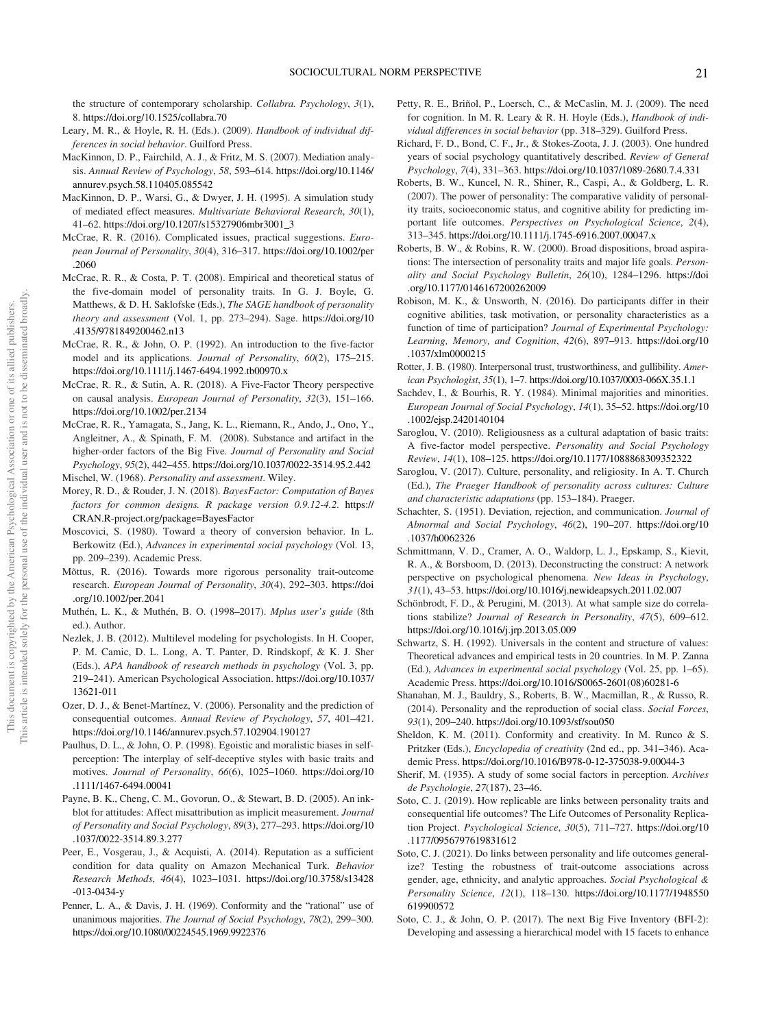the structure of contemporary scholarship. *Collabra. Psychology*, *3*(1), 8. https://doi.org/10.1525/collabra.70

Leary, M. R., & Hoyle, R. H. (Eds.). (2009). *Handbook of individual differences in social behavior*. Guilford Press.

MacKinnon, D. P., Fairchild, A. J., & Fritz, M. S. (2007). Mediation analysis. *Annual Review of Psychology*, *58*, 593–614. https://doi.org/10.1146/annurev.psych.58.110405.085542

MacKinnon, D. P., Warsi, G., & Dwyer, J. H. (1995). A simulation study of mediated effect measures. *Multivariate Behavioral Research*, *30*(1), 41–62. https://doi.org/10.1207/s15327906mbr3001_3

McCrae, R. R. (2016). Complicated issues, practical suggestions. *European Journal of Personality*, *30*(4), 316–317. https://doi.org/10.1002/per.2060

McCrae, R. R., & Costa, P. T. (2008). Empirical and theoretical status of the five-domain model of personality traits. In G. J. Boyle, G. Matthews, & D. H. Saklofske (Eds.), *The SAGE handbook of personality theory and assessment* (Vol. 1, pp. 273–294). Sage. https://doi.org/10.4135/9781849200462.n13

McCrae, R. R., & John, O. P. (1992). An introduction to the five-factor model and its applications. *Journal of Personality*, *60*(2), 175–215. https://doi.org/10.1111/j.1467-6494.1992.tb00970.x

McCrae, R. R., & Sutin, A. R. (2018). A Five-Factor Theory perspective on causal analysis. *European Journal of Personality*, *32*(3), 151–166. https://doi.org/10.1002/per.2134

McCrae, R. R., Yamagata, S., Jang, K. L., Riemann, R., Ando, J., Ono, Y., Angleitner, A., & Spinath, F. M. (2008). Substance and artifact in the higher-order factors of the Big Five. *Journal of Personality and Social Psychology*, *95*(2), 442–455. https://doi.org/10.1037/0022-3514.95.2.442

Mischel, W. (1968). *Personality and assessment*. Wiley.

Morey, R. D., & Rouder, J. N. (2018). *BayesFactor: Computation of Bayes factors for common designs. R package version 0.9.12-4.2*. https://CRAN.R-project.org/package=BayesFactor

Moscovici, S. (1980). Toward a theory of conversion behavior. In L. Berkowitz (Ed.), *Advances in experimental social psychology* (Vol. 13, pp. 209–239). Academic Press.

Mõttus, R. (2016). Towards more rigorous personality trait-outcome research. *European Journal of Personality*, *30*(4), 292–303. https://doi.org/10.1002/per.2041

Muthén, L. K., & Muthén, B. O. (1998–2017). *Mplus user's guide* (8th ed.). Author.

Nezlek, J. B. (2012). Multilevel modeling for psychologists. In H. Cooper, P. M. Camic, D. L. Long, A. T. Panter, D. Rindskopf, & K. J. Sher (Eds.), *APA handbook of research methods in psychology* (Vol. 3, pp. 219–241). American Psychological Association. https://doi.org/10.1037/13621-011

Ozer, D. J., & Benet-Martínez, V. (2006). Personality and the prediction of consequential outcomes. *Annual Review of Psychology*, *57*, 401–421. https://doi.org/10.1146/annurev.psych.57.102904.190127

Paulhus, D. L., & John, O. P. (1998). Egoistic and moralistic biases in self-perception: The interplay of self-deceptive styles with basic traits and motives. *Journal of Personality*, *66*(6), 1025–1060. https://doi.org/10.1111/1467-6494.00041

Payne, B. K., Cheng, C. M., Govorun, O., & Stewart, B. D. (2005). An ink-blot for attitudes: Affect misattribution as implicit measurement. *Journal of Personality and Social Psychology*, *89*(3), 277–293. https://doi.org/10.1037/0022-3514.89.3.277

Peer, E., Vosgerau, J., & Acquisti, A. (2014). Reputation as a sufficient condition for data quality on Amazon Mechanical Turk. *Behavior Research Methods*, *46*(4), 1023–1031. https://doi.org/10.3758/s13428-013-0434-y

Penner, L. A., & Davis, J. H. (1969). Conformity and the "rational" use of unanimous majorities. *The Journal of Social Psychology*, *78*(2), 299–300. https://doi.org/10.1080/00224545.1969.9922376

Petty, R. E., Briñol, P., Loersch, C., & McCaslin, M. J. (2009). The need for cognition. In M. R. Leary & R. H. Hoyle (Eds.), *Handbook of individual differences in social behavior* (pp. 318–329). Guilford Press.

Richard, F. D., Bond, C. F., Jr., & Stokes-Zoota, J. J. (2003). One hundred years of social psychology quantitatively described. *Review of General Psychology*, *7*(4), 331–363. https://doi.org/10.1037/1089-2680.7.4.331

Roberts, B. W., Kuncel, N. R., Shiner, R., Caspi, A., & Goldberg, L. R. (2007). The power of personality: The comparative validity of personality traits, socioeconomic status, and cognitive ability for predicting important life outcomes. *Perspectives on Psychological Science*, *2*(4), 313–345. https://doi.org/10.1111/j.1745-6916.2007.00047.x

Roberts, B. W., & Robins, R. W. (2000). Broad dispositions, broad aspirations: The intersection of personality traits and major life goals. *Personality and Social Psychology Bulletin*, *26*(10), 1284–1296. https://doi.org/10.1177/0146167200262009

Robison, M. K., & Unsworth, N. (2016). Do participants differ in their cognitive abilities, task motivation, or personality characteristics as a function of time of participation? *Journal of Experimental Psychology: Learning, Memory, and Cognition*, *42*(6), 897–913. https://doi.org/10.1037/xlm0000215

Rotter, J. B. (1980). Interpersonal trust, trustworthiness, and gullibility. *American Psychologist*, *35*(1), 1–7. https://doi.org/10.1037/0003-066X.35.1.1

Sachdev, I., & Bourhis, R. Y. (1984). Minimal majorities and minorities. *European Journal of Social Psychology*, *14*(1), 35–52. https://doi.org/10.1002/ejsp.2420140104

Saroglou, V. (2010). Religiousness as a cultural adaptation of basic traits: A five-factor model perspective. *Personality and Social Psychology Review*, *14*(1), 108–125. https://doi.org/10.1177/1088868309352322

Saroglou, V. (2017). Culture, personality, and religiosity. In A. T. Church (Ed.), *The Praeger Handbook of personality across cultures: Culture and characteristic adaptations* (pp. 153–184). Praeger.

Schachter, S. (1951). Deviation, rejection, and communication. *Journal of Abnormal and Social Psychology*, *46*(2), 190–207. https://doi.org/10.1037/h0062326

Schmittmann, V. D., Cramer, A. O., Waldorp, L. J., Epskamp, S., Kievit, R. A., & Borsboom, D. (2013). Deconstructing the construct: A network perspective on psychological phenomena. *New Ideas in Psychology*, *31*(1), 43–53. https://doi.org/10.1016/j.newideapsych.2011.02.007

Schönbrodt, F. D., & Perugini, M. (2013). At what sample size do correlations stabilize? *Journal of Research in Personality*, *47*(5), 609–612. https://doi.org/10.1016/j.jrp.2013.05.009

Schwartz, S. H. (1992). Universals in the content and structure of values: Theoretical advances and empirical tests in 20 countries. In M. P. Zanna (Ed.), *Advances in experimental social psychology* (Vol. 25, pp. 1–65). Academic Press. https://doi.org/10.1016/S0065-2601(08)60281-6

Shanahan, M. J., Bauldry, S., Roberts, B. W., Macmillan, R., & Russo, R. (2014). Personality and the reproduction of social class. *Social Forces*, *93*(1), 209–240. https://doi.org/10.1093/sf/sou050

Sheldon, K. M. (2011). Conformity and creativity. In M. Runco & S. Pritzker (Eds.), *Encyclopedia of creativity* (2nd ed., pp. 341–346). Academic Press. https://doi.org/10.1016/B978-0-12-375038-9.00044-3

Sherif, M. (1935). A study of some social factors in perception. *Archives de Psychologie*, *27*(187), 23–46.

Soto, C. J. (2019). How replicable are links between personality traits and consequential life outcomes? The Life Outcomes of Personality Replication Project. *Psychological Science*, *30*(5), 711–727. https://doi.org/10.1177/0956797619831612

Soto, C. J. (2021). Do links between personality and life outcomes generalize? Testing the robustness of trait-outcome associations across gender, age, ethnicity, and analytic approaches. *Social Psychological & Personality Science*, *12*(1), 118–130. https://doi.org/10.1177/1948550619900572

Soto, C. J., & John, O. P. (2017). The next Big Five Inventory (BFI-2): Developing and assessing a hierarchical model with 15 facets to enhance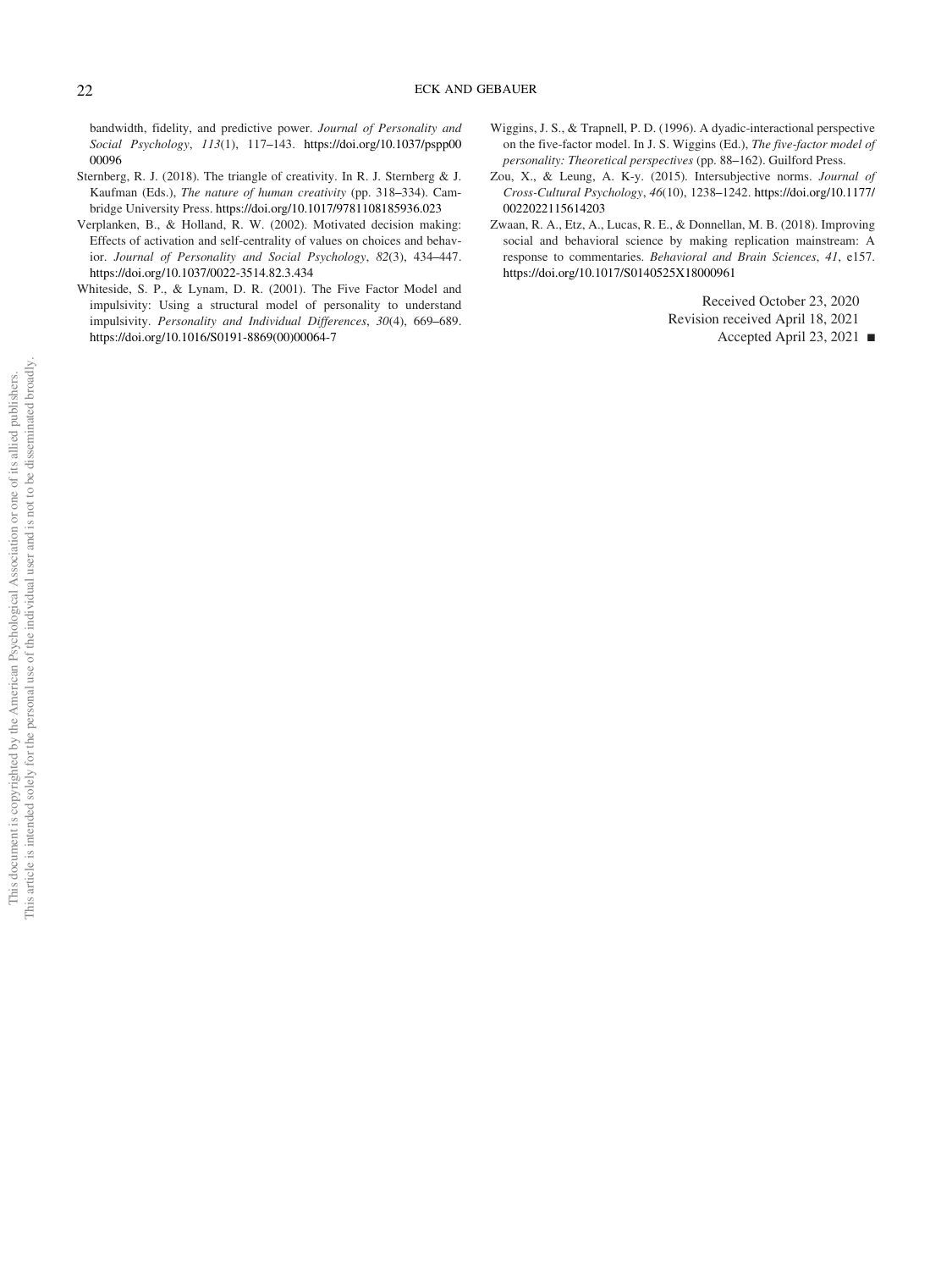bandwidth, fidelity, and predictive power. *Journal of Personality and Social Psychology*, *113*(1), 117–143. https://doi.org/10.1037/pspp0000096

Sternberg, R. J. (2018). The triangle of creativity. In R. J. Sternberg & J. Kaufman (Eds.), *The nature of human creativity* (pp. 318–334). Cambridge University Press. https://doi.org/10.1017/9781108185936.023

Verplanken, B., & Holland, R. W. (2002). Motivated decision making: Effects of activation and self-centrality of values on choices and behavior. *Journal of Personality and Social Psychology*, *82*(3), 434–447. https://doi.org/10.1037/0022-3514.82.3.434

Whiteside, S. P., & Lynam, D. R. (2001). The Five Factor Model and impulsivity: Using a structural model of personality to understand impulsivity. *Personality and Individual Differences*, *30*(4), 669–689. https://doi.org/10.1016/S0191-8869(00)00064-7

Wiggins, J. S., & Trapnell, P. D. (1996). A dyadic-interactional perspective on the five-factor model. In J. S. Wiggins (Ed.), *The five-factor model of personality: Theoretical perspectives* (pp. 88–162). Guilford Press.

Zou, X., & Leung, A. K-y. (2015). Intersubjective norms. *Journal of Cross-Cultural Psychology*, *46*(10), 1238–1242. https://doi.org/10.1177/0022022115614203

Zwaan, R. A., Etz, A., Lucas, R. E., & Donnellan, M. B. (2018). Improving social and behavioral science by making replication mainstream: A response to commentaries. *Behavioral and Brain Sciences*, *41*, e157. https://doi.org/10.1017/S0140525X18000961

Received October 23, 2020
Revision received April 18, 2021
Accepted April 23, 2021 ■